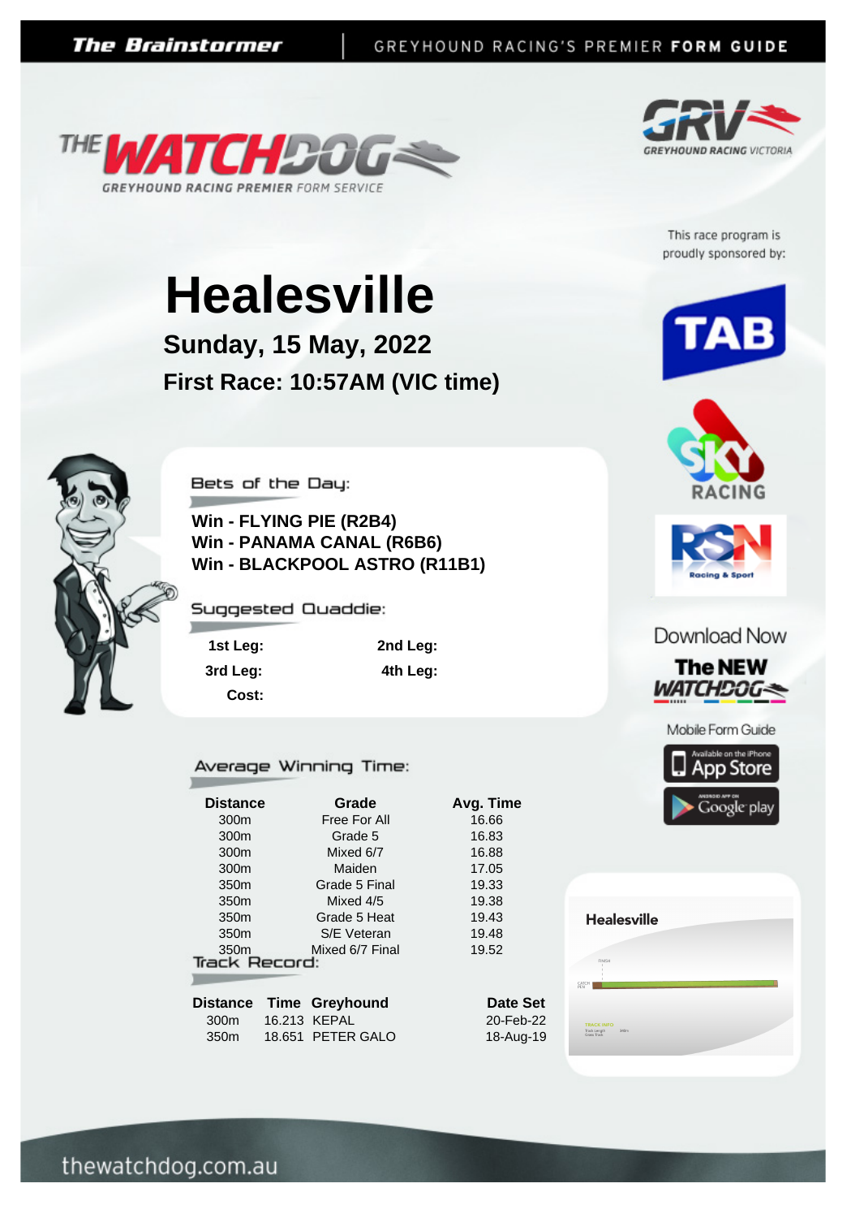The Brainstormer | GREYHOUND RACING'S PREMIER **FORM GUIDE**

THE WATCHDOG — GREYHOUND RACING PREMIER FORM SERVICE

GRV — GREYHOUND RACING VICTORIA

This race program is proudly sponsored by:

# Healesville

## Sunday, 15 May, 2022

## First Race: 10:57AM (VIC time)

### Bets of the Day:

**Win - FLYING PIE (R2B4)**
**Win - PANAMA CANAL (R6B6)**
**Win - BLACKPOOL ASTRO (R11B1)**

### Suggested Quaddie:

| | |
|---|---|
| **1st Leg:** | **2nd Leg:** |
| **3rd Leg:** | **4th Leg:** |
| **Cost:** | |

### Average Winning Time:

| Distance | Grade | Avg. Time |
|---|---|---|
| 300m | Free For All | 16.66 |
| 300m | Grade 5 | 16.83 |
| 300m | Mixed 6/7 | 16.88 |
| 300m | Maiden | 17.05 |
| 350m | Grade 5 Final | 19.33 |
| 350m | Mixed 4/5 | 19.38 |
| 350m | Grade 5 Heat | 19.43 |
| 350m | S/E Veteran | 19.48 |
| 350m | Mixed 6/7 Final | 19.52 |

### Track Record:

| Distance | Time | Greyhound | Date Set |
|---|---|---|---|
| 300m | 16.213 | KEPAL | 20-Feb-22 |
| 350m | 18.651 | PETER GALO | 18-Aug-19 |

Healesville

Download Now
The NEW WATCHDOG
Mobile Form Guide

thewatchdog.com.au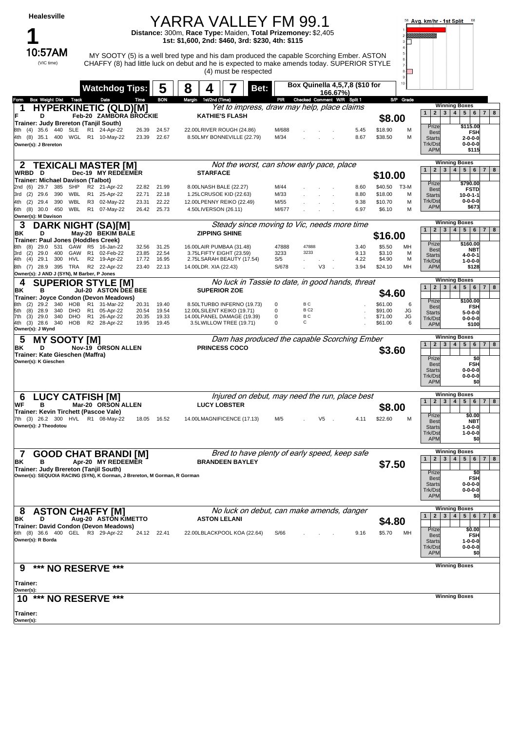# Healesville

## 1 — 10:57AM (VIC time)

# YARRA VALLEY FM 99.1

**Distance:** 300m, **Race Type:** Maiden, **Total Prizemoney:** $2,405
**1st: $1,600, 2nd: $460, 3rd: $230, 4th: $115**

MY SOOTY (5) is a well bred type and his dam produced the capable Scorching Ember. ASTON CHAFFY (8) had little luck on debut and he is expected to make amends today. SUPERIOR STYLE (4) must be respected

**Watchdog Tips:** 5 8 4 7

**Bet:** Box Quinella 4,5,7,8 ($10 for 166.67%)

Avg. km/hr - 1st Split

---

### 1 HYPERKINETIC (QLD)[M]
*Yet to impress, draw may help, place claims*

F D Feb-20 ZAMBORA BROCKIE — KATHIE'S FLASH
**Trainer:** Judy Brereton (Tanjil South)
**Owner(s):** J Brereton
**$8.00**

| Form | Box | Weight | Dist | Track | Grade | Date | Time | BON | Margin | 1st/2nd (Time) | PIR | Checked | Comment | W/R | Split 1 | S/P | Grade |
|---|---|---|---|---|---|---|---|---|---|---|---|---|---|---|---|---|---|
| 8th | (4) | 35.6 | 440 | SLE | R1 | 24-Apr-22 | 26.39 | 24.57 | 22.00L | RIVER ROUGH (24.86) | M/688 | | | | 5.45 | $18.90 | M |
| 4th | (8) | 35.1 | 400 | WGL | R1 | 10-May-22 | 23.39 | 22.67 | 8.50L | MY BONNEVILLE (22.79) | M/34 | | | | 8.67 | $38.50 | M |

Prize $115.00 · Best FSH · Starts 2-0-0-0 · Trk/Dst 0-0-0-0 · APM $115

---

### 2 TEXICALI MASTER [M]
*Not the worst, can show early pace, place*

WRBD D Dec-19 MY REDEEMER — STARFACE
**Trainer:** Michael Davison (Talbot)
**Owner(s):** M Davison
**$10.00**

| Form | Box | Weight | Dist | Track | Grade | Date | Time | BON | Margin | 1st/2nd (Time) | PIR | Checked | Comment | W/R | Split 1 | S/P | Grade |
|---|---|---|---|---|---|---|---|---|---|---|---|---|---|---|---|---|---|
| 2nd | (6) | 29.7 | 385 | SHP | R2 | 21-Apr-22 | 22.82 | 21.99 | 8.00L | NASH BALE (22.27) | M/44 | | | | 8.60 | $40.50 | T3-M |
| 3rd | (2) | 29.6 | 390 | WBL | R1 | 25-Apr-22 | 22.71 | 22.18 | 1.25L | CRUSOE KID (22.63) | M/33 | | | | 8.80 | $18.00 | M |
| 4th | (2) | 29.4 | 390 | WBL | R3 | 02-May-22 | 23.31 | 22.22 | 12.00L | PENNY REIKO (22.49) | M/55 | | | | 9.38 | $10.70 | M |
| 6th | (8) | 30.0 | 450 | WBL | R1 | 07-May-22 | 26.42 | 25.73 | 4.50L | IVERSON (26.11) | M/677 | | | | 6.97 | $6.10 | M |

Prize $790.00 · Best FSTD · Starts 10-0-1-1 · Trk/Dst 0-0-0-0 · APM $673

---

### 3 DARK NIGHT (SA)[M]
*Steady since moving to Vic, needs more time*

BK D May-20 BEKIM BALE — ZIPPING SHINE
**Trainer:** Paul Jones (Hoddles Creek)
**Owner(s):** J AND J (SYN), M Barber, P Jones
**$16.00**

| Form | Box | Weight | Dist | Track | Grade | Date | Time | BON | Margin | 1st/2nd (Time) | PIR | Checked | Comment | W/R | Split 1 | S/P | Grade |
|---|---|---|---|---|---|---|---|---|---|---|---|---|---|---|---|---|---|
| 8th | (8) | 29.0 | 531 | GAW | R5 | 16-Jan-22 | 32.56 | 31.25 | 16.00L | AIR PUMBAA (31.48) | 47888 | 47888 | | | 3.40 | $5.50 | MH |
| 3rd | (2) | 29.0 | 400 | GAW | R1 | 02-Feb-22 | 23.85 | 22.54 | 3.75L | FIFTY EIGHT (23.59) | 3233 | 3233 | | | 9.13 | $3.10 | M |
| 4th | (4) | 29.1 | 300 | HVL | R2 | 19-Apr-22 | 17.72 | 16.95 | 2.75L | SARAH BEAUTY (17.54) | S/5 | | | | 4.22 | $4.90 | M |
| 8th | (7) | 28.9 | 395 | TRA | R2 | 22-Apr-22 | 23.40 | 22.13 | 14.00L | DR. XIA (22.43) | S/678 | | V3 | | 3.94 | $24.10 | MH |

Prize $160.00 · Best NBT · Starts 4-0-0-1 · Trk/Dst 1-0-0-0 · APM $128

---

### 4 SUPERIOR STYLE [M]
*No luck in Tassie to date, in good hands, threat*

BK B Jul-20 ASTON DEE BEE — SUPERIOR ZOE
**Trainer:** Joyce Condon (Devon Meadows)
**Owner(s):** J Wynd
**$4.60**

| Form | Box | Weight | Dist | Track | Grade | Date | Time | BON | Margin | 1st/2nd (Time) | PIR | Checked | Comment | W/R | Split 1 | S/P | Grade |
|---|---|---|---|---|---|---|---|---|---|---|---|---|---|---|---|---|---|
| 8th | (2) | 29.2 | 340 | HOB | R1 | 31-Mar-22 | 20.31 | 19.40 | 8.50L | TURBO INFERNO (19.73) | 0 | B C | | | . | $61.00 | 6 |
| 5th | (8) | 28.9 | 340 | DHO | R1 | 05-Apr-22 | 20.54 | 19.54 | 12.00L | SILENT KEIKO (19.71) | 0 | B C2 | | | . | $91.00 | JG |
| 7th | (3) | 29.0 | 340 | DHO | R1 | 26-Apr-22 | 20.35 | 19.33 | 14.00L | PANEL DAMAGE (19.39) | 0 | B C | | | . | $71.00 | JG |
| 4th | (3) | 28.6 | 340 | HOB | R2 | 28-Apr-22 | 19.95 | 19.45 | 3.5L | WILLOW TREE (19.71) | 0 | C | | | . | $61.00 | 6 |

Prize $100.00 · Best FSH · Starts 5-0-0-0 · Trk/Dst 0-0-0-0 · APM $100

---

### 5 MY SOOTY [M]
*Dam has produced the capable Scorching Ember*

BK D Nov-19 ORSON ALLEN — PRINCESS COCO
**Trainer:** Kate Gieschen (Maffra)
**Owner(s):** K Gieschen
**$3.60**

Prize $0 · Best FSH · Starts 0-0-0-0 · Trk/Dst 0-0-0-0 · APM $0

---

### 6 LUCY CATFISH [M]
*Injured on debut, may need the run, place best*

WF B Mar-20 ORSON ALLEN — LUCY LOBSTER
**Trainer:** Kevin Tirchett (Pascoe Vale)
**Owner(s):** J Theodotou
**$8.00**

| Form | Box | Weight | Dist | Track | Grade | Date | Time | BON | Margin | 1st/2nd (Time) | PIR | Checked | Comment | W/R | Split 1 | S/P | Grade |
|---|---|---|---|---|---|---|---|---|---|---|---|---|---|---|---|---|---|
| 7th | (3) | 26.2 | 300 | HVL | R1 | 08-May-22 | 18.05 | 16.52 | 14.00L | MAGNIFICENCE (17.13) | M/5 | | V5 | | 4.11 | $22.60 | M |

Prize $0.00 · Best NBT · Starts 1-0-0-0 · Trk/Dst 1-0-0-0 · APM $0

---

### 7 GOOD CHAT BRANDI [M]
*Bred to have plenty of early speed, keep safe*

BK B Apr-20 MY REDEEMER — BRANDEEN BAYLEY
**Trainer:** Judy Brereton (Tanjil South)
**Owner(s):** SEQUOIA RACING (SYN), K Gorman, J Brereton, M Gorman, R Gorman
**$7.50**

Prize $0 · Best FSH · Starts 0-0-0-0 · Trk/Dst 0-0-0-0 · APM $0

---

### 8 ASTON CHAFFY [M]
*No luck on debut, can make amends, danger*

BK D Aug-20 ASTON KIMETTO — ASTON LELANI
**Trainer:** David Condon (Devon Meadows)
**Owner(s):** R Borda
**$4.80**

| Form | Box | Weight | Dist | Track | Grade | Date | Time | BON | Margin | 1st/2nd (Time) | PIR | Checked | Comment | W/R | Split 1 | S/P | Grade |
|---|---|---|---|---|---|---|---|---|---|---|---|---|---|---|---|---|---|
| 6th | (8) | 36.6 | 400 | GEL | R3 | 29-Apr-22 | 24.12 | 22.41 | 22.00L | BLACKPOOL KOA (22.64) | S/66 | | | | 9.16 | $5.70 | MH |

Prize $0.00 · Best FSH · Starts 1-0-0-0 · Trk/Dst 0-0-0-0 · APM $0

---

### 9 *** NO RESERVE ***

**Trainer:**
**Owner(s):**

---

### 10 *** NO RESERVE ***

**Trainer:**
**Owner(s):**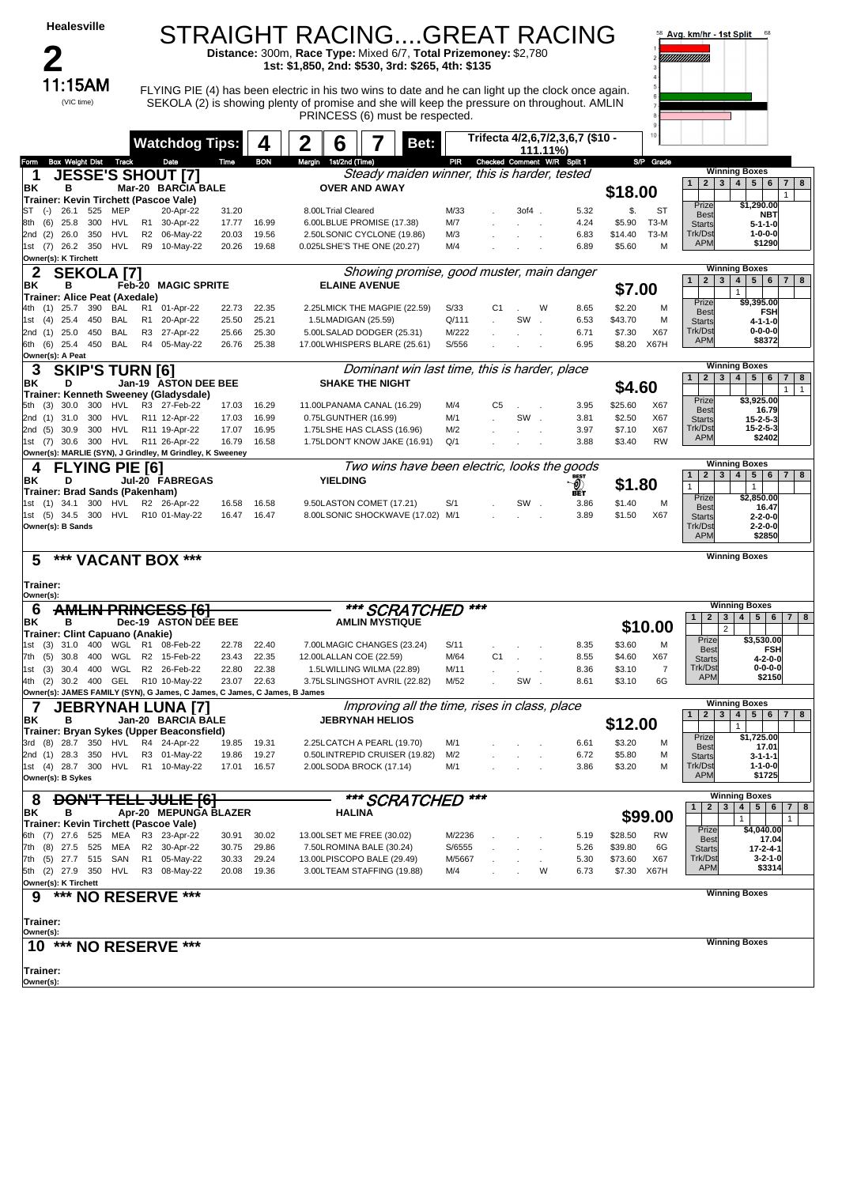**Healesville**

# 2

**11:15AM** (VIC time)

# STRAIGHT RACING....GREAT RACING

**Distance:** 300m, **Race Type:** Mixed 6/7, **Total Prizemoney:** $2,780
**1st: $1,850, 2nd: $530, 3rd: $265, 4th: $135**

FLYING PIE (4) has been electric in his two wins to date and he can light up the clock once again. SEKOLA (2) is showing plenty of promise and she will keep the pressure on throughout. AMLIN PRINCESS (6) must be respected.

**Watchdog Tips:** 4 | 2 | 6 | 7 **Bet:** Trifecta 4/2,6,7/2,3,6,7 ($10 - 111.11%)

---

## 1 JESSE'S SHOUT [7]

*Steady maiden winner, this is harder, tested*

BK B Mar-20 BARCIA BALE — OVER AND AWAY — **$18.00**
Trainer: Kevin Tirchett (Pascoe Vale)
Owner(s): K Tirchett

| Form | Box | Weight | Dist | Track | | Date | Time | BON | Margin 1st/2nd (Time) | PIR | Checked | Comment | W/R | Split 1 | S/P | Grade |
|---|---|---|---|---|---|---|---|---|---|---|---|---|---|---|---|---|
| ST | (-) | 26.1 | 525 | MEP | | 20-Apr-22 | 31.20 | | 8.00L Trial Cleared | M/33 | | 3of4 | | 5.32 | $. | ST |
| 8th | (6) | 25.8 | 300 | HVL | R1 | 30-Apr-22 | 17.77 | 16.99 | 6.00L BLUE PROMISE (17.38) | M/7 | | | | 4.24 | $5.90 | T3-M |
| 2nd | (2) | 26.0 | 350 | HVL | R2 | 06-May-22 | 20.03 | 19.56 | 2.50L SONIC CYCLONE (19.86) | M/3 | | | | 6.83 | $14.40 | T3-M |
| 1st | (7) | 26.2 | 350 | HVL | R9 | 10-May-22 | 20.26 | 19.68 | 0.025L SHE'S THE ONE (20.27) | M/4 | | | | 6.89 | $5.60 | M |

Winning Boxes: Box 7: 1 | Prize $1,290.00 | Best NBT | Starts 5-1-1-0 | Trk/Dst 1-0-0-0 | APM $1290

## 2 SEKOLA [7]

*Showing promise, good muster, main danger*

BK B Feb-20 MAGIC SPRITE — ELAINE AVENUE — **$7.00**
Trainer: Alice Peat (Axedale)
Owner(s): A Peat

| Form | Box | Weight | Dist | Track | | Date | Time | BON | Margin 1st/2nd (Time) | PIR | Checked | Comment | W/R | Split 1 | S/P | Grade |
|---|---|---|---|---|---|---|---|---|---|---|---|---|---|---|---|---|
| 4th | (1) | 25.7 | 390 | BAL | R1 | 01-Apr-22 | 22.73 | 22.35 | 2.25L MICK THE MAGPIE (22.59) | S/33 | C1 | | W | 8.65 | $2.20 | M |
| 1st | (4) | 25.4 | 450 | BAL | R1 | 20-Apr-22 | 25.50 | 25.21 | 1.5L MADIGAN (25.59) | Q/111 | | SW | | 6.53 | $43.70 | M |
| 2nd | (1) | 25.0 | 450 | BAL | R3 | 27-Apr-22 | 25.66 | 25.30 | 5.00L SALAD DODGER (25.31) | M/222 | | | | 6.71 | $7.30 | X67 |
| 6th | (6) | 25.4 | 450 | BAL | R4 | 05-May-22 | 26.76 | 25.38 | 17.00L WHISPERS BLARE (25.61) | S/556 | | | | 6.95 | $8.20 | X67H |

Winning Boxes: Box 4: 1 | Prize $9,395.00 | Best FSH | Starts 4-1-1-0 | Trk/Dst 0-0-0-0 | APM $8372

## 3 SKIP'S TURN [6]

*Dominant win last time, this is harder, place*

BK D Jan-19 ASTON DEE BEE — SHAKE THE NIGHT — **$4.60**
Trainer: Kenneth Sweeney (Gladysdale)
Owner(s): MARLIE (SYN), J Grindley, M Grindley, K Sweeney

| Form | Box | Weight | Dist | Track | | Date | Time | BON | Margin 1st/2nd (Time) | PIR | Checked | Comment | W/R | Split 1 | S/P | Grade |
|---|---|---|---|---|---|---|---|---|---|---|---|---|---|---|---|---|
| 5th | (3) | 30.0 | 300 | HVL | R3 | 27-Feb-22 | 17.03 | 16.29 | 11.00L PANAMA CANAL (16.29) | M/4 | C5 | | | 3.95 | $25.60 | X67 |
| 2nd | (1) | 31.0 | 300 | HVL | R11 | 12-Apr-22 | 17.03 | 16.99 | 0.75L GUNTHER (16.99) | M/1 | | SW | | 3.81 | $2.50 | X67 |
| 2nd | (5) | 30.9 | 300 | HVL | R11 | 19-Apr-22 | 17.07 | 16.95 | 1.75L SHE HAS CLASS (16.96) | M/2 | | | | 3.97 | $7.10 | X67 |
| 1st | (7) | 30.6 | 300 | HVL | R11 | 26-Apr-22 | 16.79 | 16.58 | 1.75L DON'T KNOW JAKE (16.91) | Q/1 | | | | 3.88 | $3.40 | RW |

Winning Boxes: Box 7: 1, Box 8: 1 | Prize $3,925.00 | Best 16.79 | Starts 15-2-5-3 | Trk/Dst 15-2-5-3 | APM $2402

## 4 FLYING PIE [6]

*Two wins have been electric, looks the goods*

BK D Jul-20 FABREGAS — YIELDING — **$1.80** (BEST BET)
Trainer: Brad Sands (Pakenham)
Owner(s): B Sands

| Form | Box | Weight | Dist | Track | | Date | Time | BON | Margin 1st/2nd (Time) | PIR | Checked | Comment | W/R | Split 1 | S/P | Grade |
|---|---|---|---|---|---|---|---|---|---|---|---|---|---|---|---|---|
| 1st | (1) | 34.1 | 300 | HVL | R2 | 26-Apr-22 | 16.58 | 16.58 | 9.50L ASTON COMET (17.21) | S/1 | | SW | | 3.86 | $1.40 | M |
| 1st | (5) | 34.5 | 300 | HVL | R10 | 01-May-22 | 16.47 | 16.47 | 8.00L SONIC SHOCKWAVE (17.02) | M/1 | | | | 3.89 | $1.50 | X67 |

Winning Boxes: Box 1: 1, Box 5: 1 | Prize $2,850.00 | Best 16.47 | Starts 2-2-0-0 | Trk/Dst 2-2-0-0 | APM $2850

## 5 *** VACANT BOX ***

Trainer:
Owner(s):

## 6 ~~AMLIN PRINCESS [6]~~ *** SCRATCHED ***

BK B Dec-19 ASTON DEE BEE — AMLIN MYSTIQUE — **$10.00**
Trainer: Clint Capuano (Anakie)
Owner(s): JAMES FAMILY (SYN), G James, C James, C James, B James

| Form | Box | Weight | Dist | Track | | Date | Time | BON | Margin 1st/2nd (Time) | PIR | Checked | Comment | W/R | Split 1 | S/P | Grade |
|---|---|---|---|---|---|---|---|---|---|---|---|---|---|---|---|---|
| 1st | (3) | 31.0 | 400 | WGL | R1 | 08-Feb-22 | 22.78 | 22.40 | 7.00L MAGIC CHANGES (23.24) | S/11 | | | | 8.35 | $3.60 | M |
| 7th | (5) | 30.8 | 400 | WGL | R2 | 15-Feb-22 | 23.43 | 22.35 | 12.00L ALLAN COE (22.59) | M/64 | C1 | | | 8.55 | $4.60 | X67 |
| 1st | (3) | 30.4 | 400 | WGL | R2 | 26-Feb-22 | 22.80 | 22.38 | 1.5L WILLING WILMA (22.89) | M/11 | | | | 8.36 | $3.10 | 7 |
| 4th | (2) | 30.2 | 400 | GEL | R10 | 10-May-22 | 23.07 | 22.63 | 3.75L SLINGSHOT AVRIL (22.82) | M/52 | | SW | | 8.61 | $3.10 | 6G |

Winning Boxes: Box 3: 2 | Prize $3,530.00 | Best FSH | Starts 4-2-0-0 | Trk/Dst 0-0-0-0 | APM $2150

## 7 JEBRYNAH LUNA [7]

*Improving all the time, rises in class, place*

BK B Jan-20 BARCIA BALE — JEBRYNAH HELIOS — **$12.00**
Trainer: Bryan Sykes (Upper Beaconsfield)
Owner(s): B Sykes

| Form | Box | Weight | Dist | Track | | Date | Time | BON | Margin 1st/2nd (Time) | PIR | Checked | Comment | W/R | Split 1 | S/P | Grade |
|---|---|---|---|---|---|---|---|---|---|---|---|---|---|---|---|---|
| 3rd | (8) | 28.7 | 350 | HVL | R4 | 24-Apr-22 | 19.85 | 19.31 | 2.25L CATCH A PEARL (19.70) | M/1 | | | | 6.61 | $3.20 | M |
| 2nd | (1) | 28.3 | 350 | HVL | R3 | 01-May-22 | 19.86 | 19.27 | 0.50L INTREPID CRUISER (19.82) | M/2 | | | | 6.72 | $5.80 | M |
| 1st | (4) | 28.7 | 300 | HVL | R1 | 10-May-22 | 17.01 | 16.57 | 2.00L SODA BROCK (17.14) | M/1 | | | | 3.86 | $3.20 | M |

Winning Boxes: Box 4: 1 | Prize $1,725.00 | Best 17.01 | Starts 3-1-1-1 | Trk/Dst 1-1-0-0 | APM $1725

## 8 ~~DON'T TELL JULIE [6]~~ *** SCRATCHED ***

BK B Apr-20 MEPUNGA BLAZER — HALINA — **$99.00**
Trainer: Kevin Tirchett (Pascoe Vale)
Owner(s): K Tirchett

| Form | Box | Weight | Dist | Track | | Date | Time | BON | Margin 1st/2nd (Time) | PIR | Checked | Comment | W/R | Split 1 | S/P | Grade |
|---|---|---|---|---|---|---|---|---|---|---|---|---|---|---|---|---|
| 6th | (7) | 27.6 | 525 | MEA | R3 | 23-Apr-22 | 30.91 | 30.02 | 13.00L SET ME FREE (30.02) | M/2236 | | | | 5.19 | $28.50 | RW |
| 7th | (8) | 27.5 | 525 | MEA | R2 | 30-Apr-22 | 30.75 | 29.86 | 7.50L ROMINA BALE (30.24) | S/6555 | | | | 5.26 | $39.80 | 6G |
| 7th | (5) | 27.7 | 515 | SAN | R1 | 05-May-22 | 30.33 | 29.24 | 13.00L PISCOPO BALE (29.49) | M/5667 | | | | 5.30 | $73.60 | X67 |
| 5th | (2) | 27.9 | 350 | HVL | R3 | 08-May-22 | 20.08 | 19.36 | 3.00L TEAM STAFFING (19.88) | M/4 | | | W | 6.73 | $7.30 | X67H |

Winning Boxes: Box 4: 1, Box 8: 1 | Prize $4,040.00 | Best 17.04 | Starts 17-2-4-1 | Trk/Dst 3-2-1-0 | APM $3314

## 9 *** NO RESERVE ***

Trainer:
Owner(s):

## 10 *** NO RESERVE ***

Trainer:
Owner(s):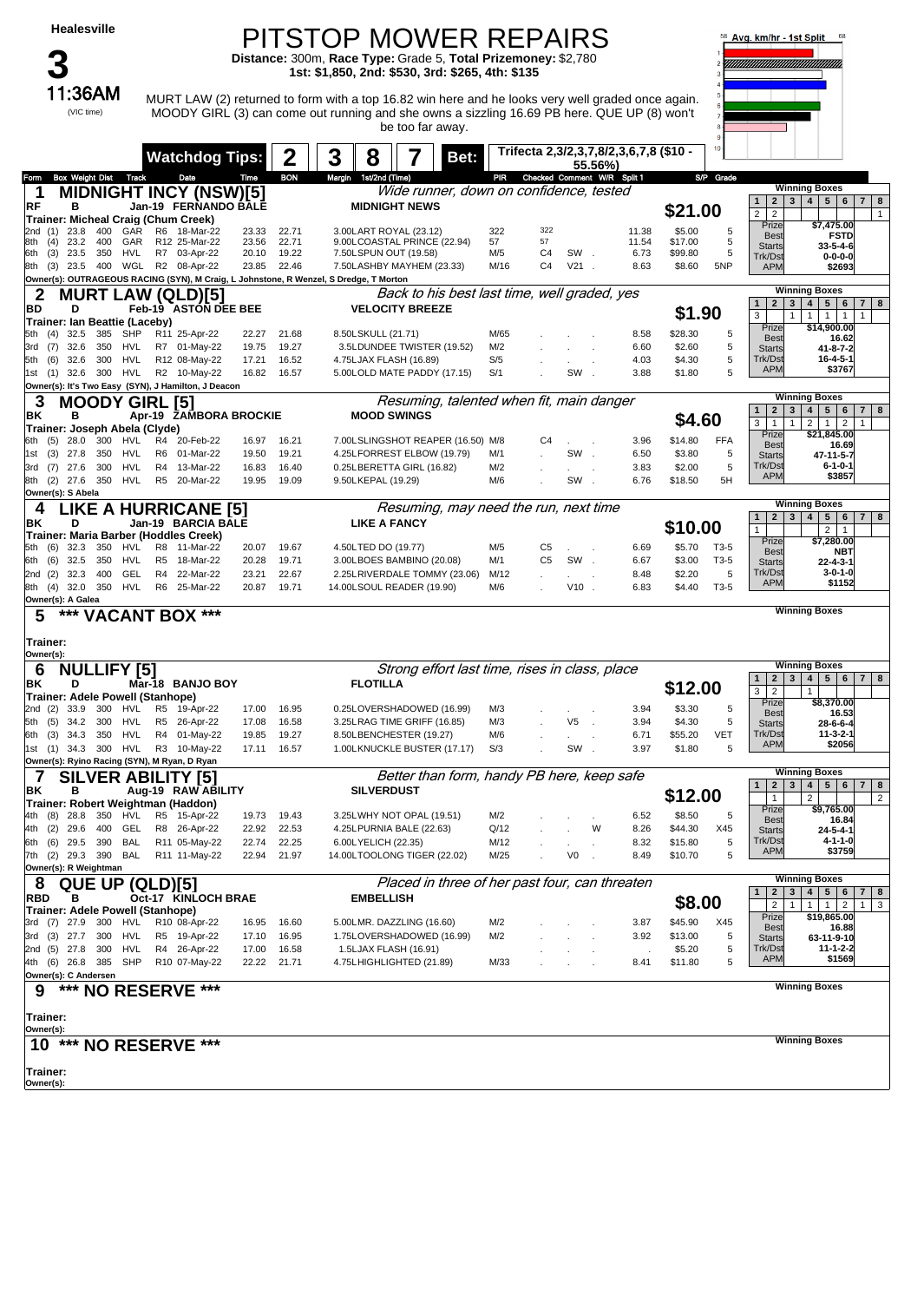# Race 3 — Healesville — 11:36AM (VIC time)

## PITSTOP MOWER REPAIRS

**Distance:** 300m, **Race Type:** Grade 5, **Total Prizemoney:** $2,780
**1st: $1,850, 2nd: $530, 3rd: $265, 4th: $135**

MURT LAW (2) returned to form with a top 16.82 win here and he looks very well graded once again. MOODY GIRL (3) can come out running and she owns a sizzling 16.69 PB here. QUE UP (8) won't be too far away.

**Watchdog Tips:** 2 | 3 | 8 | 7 **Bet:** Trifecta 2,3/2,3,7,8/2,3,6,7,8 ($10 - 55.56%)

---

### 1 MIDNIGHT INCY (NSW)[5] — $21.00

*Wide runner, down on confidence, tested*

RF B Jan-19 FERNANDO BALE — MIDNIGHT NEWS
Trainer: Micheal Craig (Chum Creek)
Owner(s): OUTRAGEOUS RACING (SYN), M Craig, L Johnstone, R Wenzel, S Dredge, T Morton

| Form | Box | Weight | Dist | Track | Race | Date | Time | BON | Margin | 1st/2nd (Time) | PIR | Checked | Comment | W/R | Split 1 | S/P | Grade |
|---|---|---|---|---|---|---|---|---|---|---|---|---|---|---|---|---|---|
| 2nd | (1) | 23.8 | 400 | GAR | R6 | 18-Mar-22 | 23.33 | 22.71 | 3.00 | LART ROYAL (23.12) | 322 | 322 | | | 11.38 | $5.00 | 5 |
| 8th | (4) | 23.2 | 400 | GAR | R12 | 25-Mar-22 | 23.56 | 22.71 | 9.00 | LCOASTAL PRINCE (22.94) | 57 | 57 | | | 11.54 | $17.00 | 5 |
| 6th | (3) | 23.5 | 350 | HVL | R7 | 03-Apr-22 | 20.10 | 19.22 | 7.50 | LSPUN OUT (19.58) | M/5 | C4 | SW | | 6.73 | $99.80 | 5 |
| 8th | (3) | 23.5 | 400 | WGL | R2 | 08-Apr-22 | 23.85 | 22.46 | 7.50 | LASHBY MAYHEM (23.33) | M/16 | C4 | V21 | | 8.63 | $8.60 | 5NP |

Winning Boxes: 2: 2, 8: 1 | Prize $7,475.00 | Best FSTD | Starts 33-5-4-6 | Trk/Dst 0-0-0-0 | APM $2693

---

### 2 MURT LAW (QLD)[5] — $1.90

*Back to his best last time, well graded, yes*

BD D Feb-19 ASTON DEE BEE — VELOCITY BREEZE
Trainer: Ian Beattie (Laceby)
Owner(s): It's Two Easy (SYN), J Hamilton, J Deacon

| Form | Box | Weight | Dist | Track | Race | Date | Time | BON | Margin | 1st/2nd (Time) | PIR | Checked | Comment | W/R | Split 1 | S/P | Grade |
|---|---|---|---|---|---|---|---|---|---|---|---|---|---|---|---|---|---|
| 5th | (4) | 32.5 | 385 | SHP | R11 | 25-Apr-22 | 22.27 | 21.68 | 8.50 | LSKULL (21.71) | M/65 | | | | 8.58 | $28.30 | 5 |
| 3rd | (7) | 32.6 | 350 | HVL | R7 | 01-May-22 | 19.75 | 19.27 | 3.50 | LDUNDEE TWISTER (19.52) | M/2 | | | | 6.60 | $2.60 | 5 |
| 5th | (6) | 32.6 | 300 | HVL | R12 | 08-May-22 | 17.21 | 16.52 | 4.75 | LJAX FLASH (16.89) | S/5 | | | | 4.03 | $4.30 | 5 |
| 1st | (1) | 32.6 | 300 | HVL | R2 | 10-May-22 | 16.82 | 16.57 | 5.00 | LOLD MATE PADDY (17.15) | S/1 | | SW | | 3.88 | $1.80 | 5 |

Winning Boxes: 1: 3, 3: 1, 4: 1, 5: 1, 6: 1, 7: 1 | Prize $14,900.00 | Best 16.62 | Starts 41-8-7-2 | Trk/Dst 16-4-5-1 | APM $3767

---

### 3 MOODY GIRL [5] — $4.60

*Resuming, talented when fit, main danger*

BK B Apr-19 ZAMBORA BROCKIE — MOOD SWINGS
Trainer: Joseph Abela (Clyde)
Owner(s): S Abela

| Form | Box | Weight | Dist | Track | Race | Date | Time | BON | Margin | 1st/2nd (Time) | PIR | Checked | Comment | W/R | Split 1 | S/P | Grade |
|---|---|---|---|---|---|---|---|---|---|---|---|---|---|---|---|---|---|
| 6th | (5) | 28.0 | 300 | HVL | R4 | 20-Feb-22 | 16.97 | 16.21 | 7.00 | LSLINGSHOT REAPER (16.50) | M/8 | C4 | | | 3.96 | $14.80 | FFA |
| 1st | (3) | 27.8 | 350 | HVL | R6 | 01-Mar-22 | 19.50 | 19.21 | 4.25 | LFORREST ELBOW (19.79) | M/1 | | SW | | 6.50 | $3.80 | 5 |
| 3rd | (7) | 27.6 | 300 | HVL | R4 | 13-Mar-22 | 16.83 | 16.40 | 0.25 | LBERETTA GIRL (16.82) | M/2 | | | | 3.83 | $2.00 | 5 |
| 8th | (2) | 27.6 | 350 | HVL | R5 | 20-Mar-22 | 19.95 | 19.09 | 9.50 | LKEPAL (19.29) | M/6 | | SW | | 6.76 | $18.50 | 5H |

Winning Boxes: 1: 3, 2: 1, 3: 1, 4: 2, 5: 1, 6: 2, 7: 1 | Prize $21,845.00 | Best 16.69 | Starts 47-11-5-7 | Trk/Dst 6-1-0-1 | APM $3857

---

### 4 LIKE A HURRICANE [5] — $10.00

*Resuming, may need the run, next time*

BK D Jan-19 BARCIA BALE — LIKE A FANCY
Trainer: Maria Barber (Hoddles Creek)
Owner(s): A Galea

| Form | Box | Weight | Dist | Track | Race | Date | Time | BON | Margin | 1st/2nd (Time) | PIR | Checked | Comment | W/R | Split 1 | S/P | Grade |
|---|---|---|---|---|---|---|---|---|---|---|---|---|---|---|---|---|---|
| 5th | (6) | 32.3 | 350 | HVL | R8 | 11-Mar-22 | 20.07 | 19.67 | 4.50 | LTED DO (19.77) | M/5 | C5 | | | 6.69 | $5.70 | T3-5 |
| 6th | (6) | 32.5 | 350 | HVL | R5 | 18-Mar-22 | 20.28 | 19.71 | 3.00 | LBOES BAMBINO (20.08) | M/1 | C5 | SW | | 6.67 | $3.00 | T3-5 |
| 2nd | (2) | 32.3 | 400 | GEL | R4 | 22-Mar-22 | 23.21 | 22.67 | 2.25 | LRIVERDALE TOMMY (23.06) | M/12 | | | | 8.48 | $2.20 | 5 |
| 8th | (4) | 32.0 | 350 | HVL | R6 | 25-Mar-22 | 20.87 | 19.71 | 14.00 | LSOUL READER (19.90) | M/6 | | V10 | | 6.83 | $4.40 | T3-5 |

Winning Boxes: 1: 1, 6: 2, 7: 1 | Prize $7,280.00 | Best NBT | Starts 22-4-3-1 | Trk/Dst 3-0-1-0 | APM $1152

---

### 5 *** VACANT BOX ***

Trainer:
Owner(s):

---

### 6 NULLIFY [5] — $12.00

*Strong effort last time, rises in class, place*

BK D Mar-18 BANJO BOY — FLOTILLA
Trainer: Adele Powell (Stanhope)
Owner(s): Ryino Racing (SYN), M Ryan, D Ryan

| Form | Box | Weight | Dist | Track | Race | Date | Time | BON | Margin | 1st/2nd (Time) | PIR | Checked | Comment | W/R | Split 1 | S/P | Grade |
|---|---|---|---|---|---|---|---|---|---|---|---|---|---|---|---|---|---|
| 2nd | (2) | 33.9 | 300 | HVL | R5 | 19-Apr-22 | 17.00 | 16.95 | 0.25 | LOVERSHADOWED (16.99) | M/3 | | | | 3.94 | $3.30 | 5 |
| 5th | (5) | 34.2 | 300 | HVL | R5 | 26-Apr-22 | 17.08 | 16.58 | 3.25 | LRAG TIME GRIFF (16.85) | M/3 | | V5 | | 3.94 | $4.30 | 5 |
| 6th | (3) | 34.3 | 350 | HVL | R4 | 01-May-22 | 19.85 | 19.27 | 8.50 | LBENCHESTER (19.27) | M/6 | | | | 6.71 | $55.20 | VET |
| 1st | (1) | 34.3 | 300 | HVL | R3 | 10-May-22 | 17.11 | 16.57 | 1.00 | LKNUCKLE BUSTER (17.17) | S/3 | | SW | | 3.97 | $1.80 | 5 |

Winning Boxes: 1: 3, 2: 2, 4: 1 | Prize $8,370.00 | Best 16.53 | Starts 28-6-6-4 | Trk/Dst 11-3-2-1 | APM $2056

---

### 7 SILVER ABILITY [5] — $12.00

*Better than form, handy PB here, keep safe*

BK B Aug-19 RAW ABILITY — SILVERDUST
Trainer: Robert Weightman (Haddon)
Owner(s): R Weightman

| Form | Box | Weight | Dist | Track | Race | Date | Time | BON | Margin | 1st/2nd (Time) | PIR | Checked | Comment | W/R | Split 1 | S/P | Grade |
|---|---|---|---|---|---|---|---|---|---|---|---|---|---|---|---|---|---|
| 4th | (8) | 28.8 | 350 | HVL | R5 | 15-Apr-22 | 19.73 | 19.43 | 3.25 | LWHY NOT OPAL (19.51) | M/2 | | | | 6.52 | $8.50 | 5 |
| 4th | (2) | 29.6 | 400 | GEL | R8 | 26-Apr-22 | 22.92 | 22.53 | 4.25 | LPURNIA BALE (22.63) | Q/12 | | | W | 8.26 | $44.30 | X45 |
| 6th | (6) | 29.5 | 390 | BAL | R11 | 05-May-22 | 22.74 | 22.25 | 6.00 | LYELICH (22.35) | M/12 | | | | 8.32 | $15.80 | 5 |
| 7th | (2) | 29.3 | 390 | BAL | R11 | 11-May-22 | 22.94 | 21.97 | 14.00 | LTOOLONG TIGER (22.02) | M/25 | | V0 | | 8.49 | $10.70 | 5 |

Winning Boxes: 2: 1, 4: 2, 8: 2 | Prize $9,765.00 | Best 16.84 | Starts 24-5-4-1 | Trk/Dst 4-1-1-0 | APM $3759

---

### 8 QUE UP (QLD)[5] — $8.00

*Placed in three of her past four, can threaten*

RBD B Oct-17 KINLOCH BRAE — EMBELLISH
Trainer: Adele Powell (Stanhope)
Owner(s): C Andersen

| Form | Box | Weight | Dist | Track | Race | Date | Time | BON | Margin | 1st/2nd (Time) | PIR | Checked | Comment | W/R | Split 1 | S/P | Grade |
|---|---|---|---|---|---|---|---|---|---|---|---|---|---|---|---|---|---|
| 3rd | (7) | 27.9 | 300 | HVL | R10 | 08-Apr-22 | 16.95 | 16.60 | 5.00 | LMR. DAZZLING (16.60) | M/2 | | | | 3.87 | $45.90 | X45 |
| 3rd | (3) | 27.7 | 300 | HVL | R5 | 19-Apr-22 | 17.10 | 16.95 | 1.75 | LOVERSHADOWED (16.99) | M/2 | | | | 3.92 | $13.00 | 5 |
| 2nd | (5) | 27.8 | 300 | HVL | R4 | 26-Apr-22 | 17.00 | 16.58 | 1.5 | LJAX FLASH (16.91) | | | | | . | $5.20 | 5 |
| 4th | (6) | 26.8 | 385 | SHP | R10 | 07-May-22 | 22.22 | 21.71 | 4.75 | LHIGHLIGHTED (21.89) | M/33 | | | | 8.41 | $11.80 | 5 |

Winning Boxes: 2: 2, 3: 1, 4: 1, 5: 1, 6: 2, 7: 1, 8: 3 | Prize $19,865.00 | Best 16.88 | Starts 63-11-9-10 | Trk/Dst 11-1-2-2 | APM $1569

---

### 9 *** NO RESERVE ***

Trainer:
Owner(s):

---

### 10 *** NO RESERVE ***

Trainer:
Owner(s):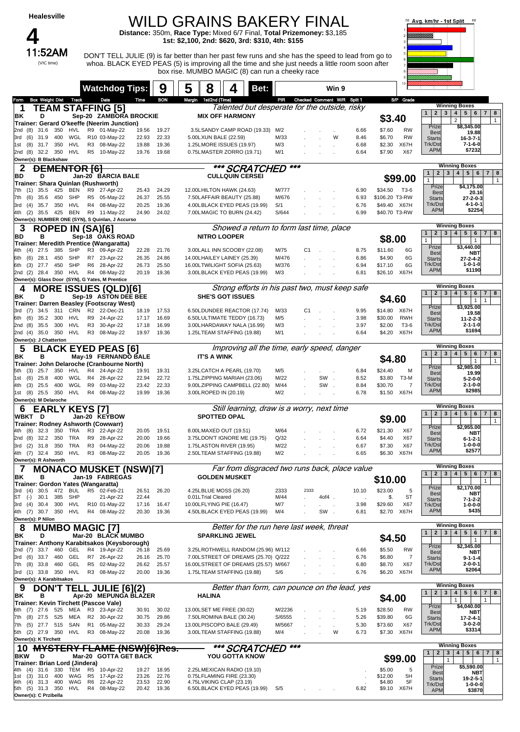**Healesville**

# 4

**11:52AM** (VIC time)

# WILD GRAINS BAKERY FINAL

**Distance:** 350m, **Race Type:** Mixed 6/7 Final, **Total Prizemoney:** $3,185
**1st: $2,100, 2nd: $620, 3rd: $310, 4th: $155**

DON'T TELL JULIE (9) is far better than her past few runs and she has the speed to lead from go to whoa. BLACK EYED PEAS (5) is improving all the time and she just needs a little room soon after box rise. MUMBO MAGIC (8) can run a cheeky race

Avg. km/hr - 1st Split

**Watchdog Tips:** 9 5 8 4 **Bet:** Win 9

## 1 TEAM STAFFING [5]

*Talented but desperate for the outside, risky*

BK D Sep-20 ZAMBORA BROCKIE — MIX OFF HARMONY — **$3.40**
Trainer: Gerard O'keeffe (Neerim Junction)
Owner(s): B Blackshaw

| Form | Box | Weight | Dist | Track | Date | Time | BON | Margin | 1st/2nd (Time) | PIR | Checked | Comment | W/R | Split 1 | S/P | Grade |
|---|---|---|---|---|---|---|---|---|---|---|---|---|---|---|---|---|
| 2nd | (8) | 31.6 | 350 | HVL | R9 01-May-22 | 19.56 | 19.27 | 3.5L | SANDY CAMP ROAD (19.33) | M/2 | | | | 6.66 | $7.60 | RW |
| 3rd | (6) | 31.9 | 400 | WGL | R10 03-May-22 | 22.93 | 22.33 | 5.00L | XUN BALE (22.59) | M/33 | | | W | 8.46 | $6.70 | RW |
| 1st | (8) | 31.7 | 350 | HVL | R3 08-May-22 | 19.88 | 19.36 | 1.25L | MORE ISSUES (19.97) | M/3 | | | | 6.68 | $2.30 | X67H |
| 2nd | (8) | 32.2 | 350 | HVL | R5 10-May-22 | 19.76 | 19.68 | 0.75L | MASTER ZORRO (19.71) | M/1 | | | | 6.64 | $7.90 | X67 |

Winning Boxes: 3 (2), 8 (1) | Prize $8,345.00 | Best 19.88 | Starts 16-3-7-1 | Trk/Dst 7-1-6-0 | APM $7232

## 2 ~~DEMENTOR [6]~~

*** SCRATCHED ***

BD D Jan-20 BARCIA BALE — CULLQUIN CERSEI — **$99.00**
Trainer: Shara Quinlan (Rushworth)
Owner(s): NUMBER ONE (SYN), S Quinlan, J Accurso

| Form | Box | Weight | Dist | Track | Date | Time | BON | Margin | 1st/2nd (Time) | PIR | Checked | Comment | W/R | Split 1 | S/P | Grade |
|---|---|---|---|---|---|---|---|---|---|---|---|---|---|---|---|---|
| 7th | (1) | 35.5 | 425 | BEN | R9 27-Apr-22 | 25.43 | 24.29 | 12.00L | HILTON HAWK (24.63) | M/777 | | | | 6.90 | $34.50 | T3-6 |
| 7th | (6) | 35.6 | 450 | SHP | R5 05-May-22 | 26.37 | 25.55 | 7.50L | AFFAIR BEAUTY (25.88) | M/676 | | | | 6.93 | $106.20 | T3-RW |
| 3rd | (4) | 35.7 | 350 | HVL | R4 08-May-22 | 20.25 | 19.36 | 4.00L | BLACK EYED PEAS (19.99) | S/1 | | | | 6.76 | $49.40 | X67H |
| 4th | (2) | 35.5 | 425 | BEN | R9 11-May-22 | 24.90 | 24.02 | 7.00L | MAGIC TO BURN (24.42) | S/644 | | | | 6.99 | $40.70 | T3-RW |

Winning Boxes: 1 (1), 8 (1) | Prize $4,175.00 | Best 20.16 | Starts 27-2-0-3 | Trk/Dst 4-1-0-1 | APM $2254

## 3 ROPED IN (SA)[6]

*Showed a return to form last time, place*

BD B Sep-18 OAKS ROAD — NITRO LOOPER — **$8.00**
Trainer: Meredith Prentice (Wangaratta)
Owner(s): Glass Door (SYN), G Yates, M Prentice

| Form | Box | Weight | Dist | Track | Date | Time | BON | Margin | 1st/2nd (Time) | PIR | Checked | Comment | W/R | Split 1 | S/P | Grade |
|---|---|---|---|---|---|---|---|---|---|---|---|---|---|---|---|---|
| 4th | (4) | 27.5 | 385 | SHP | R3 09-Apr-22 | 22.28 | 21.76 | 3.00L | ALL INN SCOOBY (22.08) | M/75 | C1 | | | 8.75 | $11.60 | 6G |
| 6th | (6) | 28.1 | 450 | SHP | R7 23-Apr-22 | 26.35 | 24.86 | 14.00L | HAILEY LAINEY (25.39) | M/476 | | | | 6.86 | $4.90 | 6G |
| 6th | (3) | 27.7 | 450 | SHP | R6 28-Apr-22 | 26.73 | 25.50 | 16.00L | TWILIGHT SOFIA (25.63) | M/376 | | | | 6.94 | $17.10 | 6G |
| 2nd | (2) | 28.4 | 350 | HVL | R4 08-May-22 | 20.19 | 19.36 | 3.00L | BLACK EYED PEAS (19.99) | M/3 | | | | 6.81 | $26.10 | X67H |

Winning Boxes: 1 (1), 6 (1) | Prize $3,440.00 | Best NBT | Starts 27-2-4-2 | Trk/Dst 1-0-1-0 | APM $1190

## 4 MORE ISSUES (QLD)[6]

*Strong efforts in his past two, must keep safe*

BK D Sep-19 ASTON DEE BEE — SHE'S GOT ISSUES — **$4.60**
Trainer: Darren Beasley (Footscray West)
Owner(s): J Chatterton

| Form | Box | Weight | Dist | Track | Date | Time | BON | Margin | 1st/2nd (Time) | PIR | Checked | Comment | W/R | Split 1 | S/P | Grade |
|---|---|---|---|---|---|---|---|---|---|---|---|---|---|---|---|---|
| 3rd | (7) | 34.5 | 311 | CRN | R2 22-Dec-21 | 18.19 | 17.53 | 6.50L | DUNDEE REACTOR (17.74) | M/33 | C1 | | | 9.95 | $14.80 | X67H |
| 6th | (6) | 35.2 | 300 | HVL | R9 24-Apr-22 | 17.17 | 16.69 | 6.50L | ULTIMATE TEDDY (16.73) | M/5 | | | | 3.98 | $30.00 | RWH |
| 2nd | (8) | 35.5 | 300 | HVL | R3 30-Apr-22 | 17.18 | 16.99 | 3.00L | HARDAWAY NALA (16.99) | M/3 | | | | 3.97 | $2.00 | T3-6 |
| 2nd | (4) | 35.0 | 350 | HVL | R3 08-May-22 | 19.97 | 19.36 | 1.25L | TEAM STAFFING (19.88) | M/1 | | | | 6.64 | $4.20 | X67H |

Winning Boxes: 6 (1), 7 (1) | Prize $3,925.00 | Best 19.58 | Starts 11-2-2-3 | Trk/Dst 2-1-1-0 | APM $1694

## 5 BLACK EYED PEAS [6]

*Improving all the time, early speed, danger*

BK B May-19 FERNANDO BALE — IT'S A WINK — **$4.80**
Trainer: John Delaroche (Cranbourne North)
Owner(s): M Delaroche

| Form | Box | Weight | Dist | Track | Date | Time | BON | Margin | 1st/2nd (Time) | PIR | Checked | Comment | W/R | Split 1 | S/P | Grade |
|---|---|---|---|---|---|---|---|---|---|---|---|---|---|---|---|---|
| 5th | (3) | 25.7 | 350 | HVL | R4 24-Apr-22 | 19.91 | 19.31 | 3.25L | CATCH A PEARL (19.70) | M/5 | | | | 6.84 | $24.40 | M |
| 1st | (6) | 25.8 | 400 | WGL | R4 28-Apr-22 | 22.94 | 22.72 | 1.75L | ZIPPING MARIAH (23.06) | M/22 | | SW | | 8.52 | $3.80 | T3-M |
| 4th | (3) | 25.5 | 400 | WGL | R9 03-May-22 | 23.42 | 22.33 | 9.00L | ZIPPING CAMPBELL (22.80) | M/44 | | SW | | 8.84 | $30.70 | 7 |
| 1st | (8) | 25.5 | 350 | HVL | R4 08-May-22 | 19.99 | 19.36 | 3.00L | ROPED IN (20.19) | M/2 | | | | 6.78 | $1.50 | X67H |

Winning Boxes: 6 (1), 8 (1) | Prize $2,985.00 | Best 19.99 | Starts 5-2-0-0 | Trk/Dst 2-1-0-0 | APM $2985

## 6 EARLY KEYS [7]

*Still learning, draw is a worry, next time*

WBKT D Jan-20 KEYBOW — SPOTTED OPAL — **$9.00**
Trainer: Rodney Ashworth (Cowwarr)
Owner(s): R Ashworth

| Form | Box | Weight | Dist | Track | Date | Time | BON | Margin | 1st/2nd (Time) | PIR | Checked | Comment | W/R | Split 1 | S/P | Grade |
|---|---|---|---|---|---|---|---|---|---|---|---|---|---|---|---|---|
| 4th | (8) | 32.3 | 350 | TRA | R3 22-Apr-22 | 20.05 | 19.51 | 8.00L | MAXED OUT (19.51) | M/64 | | | | 6.72 | $21.30 | X67 |
| 2nd | (8) | 32.2 | 350 | TRA | R9 28-Apr-22 | 20.00 | 19.66 | 3.75L | DON'T IGNORE ME (19.75) | Q/32 | | | | 6.64 | $4.40 | X67 |
| 3rd | (2) | 31.8 | 350 | TRA | R3 04-May-22 | 20.06 | 19.88 | 1.75L | ASTON RIVER (19.95) | M/22 | | | | 6.67 | $7.30 | X67 |
| 4th | (7) | 32.4 | 350 | HVL | R3 08-May-22 | 20.05 | 19.36 | 2.50L | TEAM STAFFING (19.88) | M/2 | | | | 6.65 | $6.30 | X67H |

Winning Boxes: 8 (1) | Prize $2,955.00 | Best NBT | Starts 6-1-2-1 | Trk/Dst 1-0-0-0 | APM $2577

## 7 MONACO MUSKET (NSW)[7]

*Far from disgraced two runs back, place value*

BK B Jan-19 FABREGAS — GOLDEN MUSKET — **$10.00**
Trainer: Gordon Yates (Wangaratta)
Owner(s): P Nilon

| Form | Box | Weight | Dist | Track | Date | Time | BON | Margin | 1st/2nd (Time) | PIR | Checked | Comment | W/R | Split 1 | S/P | Grade |
|---|---|---|---|---|---|---|---|---|---|---|---|---|---|---|---|---|
| 3rd | (4) | 30.5 | 472 | BUL | R5 02-Feb-21 | 26.51 | 26.20 | 4.25L | BLUE MOSS (26.20) | 2333 | 2333 | | | 10.10 | $23.00 | 5 |
| ST | (-) | 30.1 | 385 | SHP | 21-Apr-22 | 22.44 | | 0.01L | Trial Cleared | M/44 | | 4of4 | | | $. | ST |
| 3rd | (4) | 30.4 | 300 | HVL | R10 01-May-22 | 17.16 | 16.47 | 10.00L | FLYING PIE (16.47) | M/7 | | | | 3.98 | $29.60 | X67 |
| 4th | (7) | 30.7 | 350 | HVL | R4 08-May-22 | 20.30 | 19.36 | 4.50L | BLACK EYED PEAS (19.99) | M/4 | | SW | | 6.81 | $2.70 | X67H |

Winning Boxes: 7 (1) | Prize $2,170.00 | Best NBT | Starts 7-1-2-2 | Trk/Dst 1-0-0-0 | APM $435

## 8 MUMBO MAGIC [7]

*Better for the run here last week, threat*

BK D Mar-20 BLACK MUMBO — SPARKLING JEWEL — **$4.50**
Trainer: Anthony Karabitsakos (Keysborough)
Owner(s): A Karabitsakos

| Form | Box | Weight | Dist | Track | Date | Time | BON | Margin | 1st/2nd (Time) | PIR | Checked | Comment | W/R | Split 1 | S/P | Grade |
|---|---|---|---|---|---|---|---|---|---|---|---|---|---|---|---|---|
| 2nd | (7) | 33.7 | 460 | GEL | R4 19-Apr-22 | 26.18 | 25.69 | 3.25L | ROTHWELL RANDOM (25.96) | M/112 | | | | 6.66 | $5.50 | RW |
| 3rd | (6) | 33.7 | 460 | GEL | R7 26-Apr-22 | 26.16 | 25.70 | 7.00L | STREET OF DREAMS (25.70) | Q/222 | | | | 6.76 | $6.80 | 7 |
| 7th | (8) | 33.8 | 460 | GEL | R5 02-May-22 | 26.62 | 25.57 | 16.00L | STREET OF DREAMS (25.57) | M/667 | | | | 6.80 | $8.70 | X67 |
| 3rd | (1) | 33.8 | 350 | HVL | R3 08-May-22 | 20.00 | 19.36 | 1.75L | TEAM STAFFING (19.88) | S/6 | | | | 6.76 | $6.20 | X67H |

Winning Boxes: 6 (1) | Prize $2,345.00 | Best NBT | Starts 9-1-1-4 | Trk/Dst 2-0-0-1 | APM $2064

## 9 DON'T TELL JULIE [6](2)

*Better than form, can pounce on the lead, yes*

BK B Apr-20 MEPUNGA BLAZER — HALINA — **$4.00**
Trainer: Kevin Tirchett (Pascoe Vale)
Owner(s): K Tirchett

| Form | Box | Weight | Dist | Track | Date | Time | BON | Margin | 1st/2nd (Time) | PIR | Checked | Comment | W/R | Split 1 | S/P | Grade |
|---|---|---|---|---|---|---|---|---|---|---|---|---|---|---|---|---|
| 6th | (7) | 27.6 | 525 | MEA | R3 23-Apr-22 | 30.91 | 30.02 | 13.00L | SET ME FREE (30.02) | M/2236 | | | | 5.19 | $28.50 | RW |
| 7th | (8) | 27.5 | 525 | MEA | R2 30-Apr-22 | 30.75 | 29.86 | 7.50L | ROMINA BALE (30.24) | S/6555 | | | | 5.26 | $39.80 | 6G |
| 7th | (5) | 27.7 | 515 | SAN | R1 05-May-22 | 30.33 | 29.24 | 13.00L | PISCOPO BALE (29.49) | M/5667 | | | | 5.30 | $73.60 | X67 |
| 5th | (2) | 27.9 | 350 | HVL | R3 08-May-22 | 20.08 | 19.36 | 3.00L | TEAM STAFFING (19.88) | M/4 | | | W | 6.73 | $7.30 | X67H |

Winning Boxes: 4 (1), 7 (1) | Prize $4,040.00 | Best NBT | Starts 17-2-4-1 | Trk/Dst 3-0-2-0 | APM $3314

## 10 ~~MYSTERY FLAME (NSW)[6]Res.~~

*** SCRATCHED ***

BKW D Mar-20 GOTTA GET BACK — YOU GOTTA KNOW — **$99.00**
Trainer: Brian Lord (Jindera)
Owner(s): C Przibella

| Form | Box | Weight | Dist | Track | Date | Time | BON | Margin | 1st/2nd (Time) | PIR | Checked | Comment | W/R | Split 1 | S/P | Grade |
|---|---|---|---|---|---|---|---|---|---|---|---|---|---|---|---|---|
| 4th | (4) | 31.6 | 330 | TEM | R5 10-Apr-22 | 19.27 | 18.95 | 2.25L | MEXICAN RADIO (19.10) | | | | | | $5.00 | 5 |
| 1st | (3) | 31.0 | 400 | WAG | R5 17-Apr-22 | 23.26 | 22.76 | 0.75L | FLAMING FIRE (23.30) | | | | | | $12.00 | 5H |
| 4th | (4) | 31.3 | 400 | WAG | R6 22-Apr-22 | 23.53 | 22.90 | 4.75L | VIKING CLAP (23.19) | | | | | | $4.80 | 5F |
| 5th | (5) | 31.3 | 350 | HVL | R4 08-May-22 | 20.42 | 19.36 | 6.50L | BLACK EYED PEAS (19.99) | S/5 | | | | 6.82 | $9.10 | X67H |

Winning Boxes: 3 (1), 8 (1) | Prize $5,590.00 | Best NBT | Starts 19-2-5-1 | Trk/Dst 1-0-0-0 | APM $3870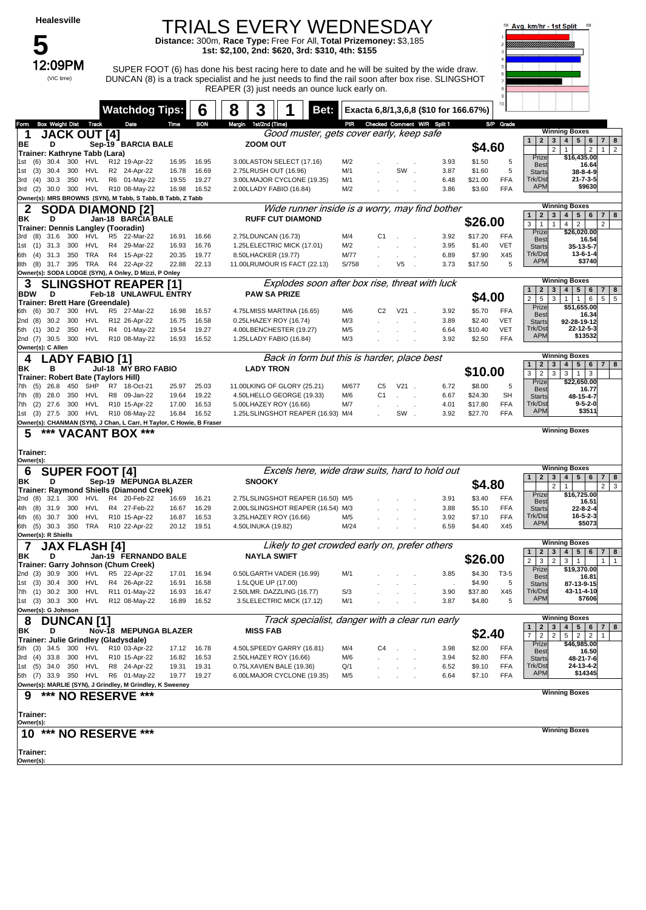# Healesville

# 5

**12:09PM** (VIC time)

# TRIALS EVERY WEDNESDAY

**Distance:** 300m, **Race Type:** Free For All, **Total Prizemoney:** $3,185
**1st: $2,100, 2nd: $620, 3rd: $310, 4th: $155**

SUPER FOOT (6) has done his best racing here to date and he will be suited by the wide draw. DUNCAN (8) is a track specialist and he just needs to find the rail soon after box rise. SLINGSHOT REAPER (3) just needs an ounce luck early on.

Avg. km/hr - 1st Split

**Watchdog Tips:** 6 | 8 | 3 | 1 **Bet:** **Exacta 6,8/1,3,6,8 ($10 for 166.67%)**

## 1 JACK OUT [4]

*Good muster, gets cover early, keep safe*

BE D Sep-19 BARCIA BALE — ZOOM OUT — **$4.60**
Trainer: Kathryne Tabb (Lara)

| Form | Box | Weight | Dist | Track | Race | Date | Time | BON | Margin 1st/2nd (Time) | PIR | Checked | Comment | W/R | Split 1 | S/P | Grade |
|---|---|---|---|---|---|---|---|---|---|---|---|---|---|---|---|---|
| 1st | (6) | 30.4 | 300 | HVL | R12 | 19-Apr-22 | 16.95 | 16.95 | 3.00 LASTON SELECT (17.16) | M/2 | | | | 3.93 | $1.50 | 5 |
| 1st | (3) | 30.4 | 300 | HVL | R2 | 24-Apr-22 | 16.78 | 16.69 | 2.75 LRUSH OUT (16.96) | M/1 | | SW | | 3.87 | $1.60 | 5 |
| 3rd | (4) | 30.3 | 350 | HVL | R6 | 01-May-22 | 19.55 | 19.27 | 3.00 MAJOR CYCLONE (19.35) | M/1 | | | | 6.48 | $21.00 | FFA |
| 3rd | (2) | 30.0 | 300 | HVL | R10 | 08-May-22 | 16.98 | 16.52 | 2.00 LADY FABIO (16.84) | M/2 | | | | 3.86 | $3.60 | FFA |

Owner(s): MRS BROWNS (SYN), M Tabb, S Tabb, B Tabb, Z Tabb

Winning Boxes: 1: –, 2: 2, 3: 1, 4: –, 5: –, 6: 2, 7: 1, 8: 2
Prize $16,435.00 | Best 16.64 | Starts 38-8-4-9 | Trk/Dst 21-7-3-5 | APM $9630

## 2 SODA DIAMOND [2]

*Wide runner inside is a worry, may find bother*

BK D Jan-18 BARCIA BALE — RUFF CUT DIAMOND — **$26.00**
Trainer: Dennis Langley (Tooradin)

| Form | Box | Weight | Dist | Track | Race | Date | Time | BON | Margin 1st/2nd (Time) | PIR | Checked | Comment | W/R | Split 1 | S/P | Grade |
|---|---|---|---|---|---|---|---|---|---|---|---|---|---|---|---|---|
| 3rd | (8) | 31.6 | 300 | HVL | R5 | 22-Mar-22 | 16.91 | 16.66 | 2.75 LDUNCAN (16.73) | M/4 | C1 | | | 3.92 | $17.20 | FFA |
| 1st | (1) | 31.3 | 300 | HVL | R4 | 29-Mar-22 | 16.93 | 16.76 | 1.25 LELECTRIC MICK (17.01) | M/2 | | | | 3.95 | $1.40 | VET |
| 6th | (4) | 31.3 | 350 | TRA | R4 | 15-Apr-22 | 20.35 | 19.77 | 8.50 LHACKER (19.77) | M/77 | | | | 6.89 | $7.90 | X45 |
| 8th | (8) | 31.7 | 395 | TRA | R4 | 22-Apr-22 | 22.88 | 22.13 | 11.00 LRUMOUR IS FACT (22.13) | S/758 | | V5 | | 3.73 | $17.50 | 5 |

Owner(s): SODA LODGE (SYN), A Onley, D Mizzi, P Onley

Winning Boxes: 1: 3, 2: 1, 3: 1, 4: 4, 5: 2, 6: –, 7: 2, 8: –
Prize $26,020.00 | Best 16.54 | Starts 35-13-5-7 | Trk/Dst 13-6-1-4 | APM $3740

## 3 SLINGSHOT REAPER [1]

*Explodes soon after box rise, threat with luck*

BDW D Feb-18 UNLAWFUL ENTRY — PAW SA PRIZE — **$4.00**
Trainer: Brett Hare (Greendale)

| Form | Box | Weight | Dist | Track | Race | Date | Time | BON | Margin 1st/2nd (Time) | PIR | Checked | Comment | W/R | Split 1 | S/P | Grade |
|---|---|---|---|---|---|---|---|---|---|---|---|---|---|---|---|---|
| 6th | (6) | 30.7 | 300 | HVL | R5 | 27-Mar-22 | 16.98 | 16.57 | 4.75 LMISS MARTINA (16.65) | M/6 | C2 | V21 | | 3.92 | $5.70 | FFA |
| 2nd | (8) | 30.2 | 300 | HVL | R12 | 26-Apr-22 | 16.75 | 16.58 | 0.25 LHAZEY ROY (16.74) | M/3 | | | | 3.89 | $2.40 | VET |
| 5th | (1) | 30.2 | 350 | HVL | R4 | 01-May-22 | 19.54 | 19.27 | 4.00 LBENCHESTER (19.27) | M/5 | | | | 6.64 | $10.40 | VET |
| 2nd | (7) | 30.5 | 300 | HVL | R10 | 08-May-22 | 16.93 | 16.52 | 1.25 LLADY FABIO (16.84) | M/3 | | | | 3.92 | $2.50 | FFA |

Owner(s): C Allen

Winning Boxes: 1: 2, 2: 5, 3: 3, 4: 1, 5: 1, 6: 6, 7: 5, 8: 5
Prize $51,655.00 | Best 16.34 | Starts 92-28-19-12 | Trk/Dst 22-12-5-3 | APM $13532

## 4 LADY FABIO [1]

*Back in form but this is harder, place best*

BK B Jul-18 MY BRO FABIO — LADY TRON — **$10.00**
Trainer: Robert Bate (Taylors Hill)

| Form | Box | Weight | Dist | Track | Race | Date | Time | BON | Margin 1st/2nd (Time) | PIR | Checked | Comment | W/R | Split 1 | S/P | Grade |
|---|---|---|---|---|---|---|---|---|---|---|---|---|---|---|---|---|
| 7th | (5) | 26.8 | 450 | SHP | R7 | 18-Oct-21 | 25.97 | 25.03 | 11.00 LKING OF GLORY (25.21) | M/677 | C5 | V21 | | 6.72 | $8.00 | 5 |
| 7th | (8) | 28.0 | 350 | HVL | R8 | 09-Jan-22 | 19.64 | 19.22 | 4.50 LHELLO GEORGE (19.33) | M/6 | C1 | | | 6.67 | $24.30 | SH |
| 7th | (2) | 27.6 | 300 | HVL | R10 | 15-Apr-22 | 17.00 | 16.53 | 5.00 LHAZEY ROY (16.66) | M/7 | | | | 4.01 | $17.80 | FFA |
| 1st | (3) | 27.5 | 300 | HVL | R10 | 08-May-22 | 16.84 | 16.52 | 1.25 LSLINGSHOT REAPER (16.93) | M/4 | | SW | | 3.92 | $27.70 | FFA |

Owner(s): CHANMAN (SYN), J Chan, L Carr, H Taylor, C Howie, B Fraser

Winning Boxes: 1: 3, 2: 2, 3: 3, 4: 3, 5: 1, 6: 3, 7: –, 8: –
Prize $22,650.00 | Best 16.77 | Starts 48-15-4-7 | Trk/Dst 9-5-2-0 | APM $3511

## 5 *** VACANT BOX ***

Trainer:
Owner(s):

Winning Boxes

## 6 SUPER FOOT [4]

*Excels here, wide draw suits, hard to hold out*

BK D Sep-19 MEPUNGA BLAZER — SNOOKY — **$4.80**
Trainer: Raymond Shiells (Diamond Creek)

| Form | Box | Weight | Dist | Track | Race | Date | Time | BON | Margin 1st/2nd (Time) | PIR | Checked | Comment | W/R | Split 1 | S/P | Grade |
|---|---|---|---|---|---|---|---|---|---|---|---|---|---|---|---|---|
| 2nd | (8) | 32.1 | 300 | HVL | R4 | 20-Feb-22 | 16.69 | 16.21 | 2.75 LSLINGSHOT REAPER (16.50) | M/5 | | | | 3.91 | $3.40 | FFA |
| 4th | (8) | 31.9 | 300 | HVL | R4 | 27-Feb-22 | 16.67 | 16.29 | 2.00 LSLINGSHOT REAPER (16.54) | M/3 | | | | 3.88 | $5.10 | FFA |
| 4th | (6) | 30.7 | 300 | HVL | R10 | 15-Apr-22 | 16.87 | 16.53 | 3.25 LHAZEY ROY (16.66) | M/5 | | | | 3.92 | $7.10 | FFA |
| 6th | (5) | 30.3 | 350 | TRA | R10 | 22-Apr-22 | 20.12 | 19.51 | 4.50 LINUKA (19.82) | M/24 | | | | 6.59 | $4.40 | X45 |

Owner(s): R Shiells

Winning Boxes: 1: –, 2: 2, 3: 1, 4: –, 5: –, 6: –, 7: 2, 8: 3
Prize $16,725.00 | Best 16.51 | Starts 22-8-2-4 | Trk/Dst 16-5-2-3 | APM $5073

## 7 JAX FLASH [4]

*Likely to get crowded early on, prefer others*

BK D Jan-19 FERNANDO BALE — NAYLA SWIFT — **$26.00**
Trainer: Garry Johnson (Chum Creek)

| Form | Box | Weight | Dist | Track | Race | Date | Time | BON | Margin 1st/2nd (Time) | PIR | Checked | Comment | W/R | Split 1 | S/P | Grade |
|---|---|---|---|---|---|---|---|---|---|---|---|---|---|---|---|---|
| 2nd | (3) | 30.9 | 300 | HVL | R5 | 22-Apr-22 | 17.01 | 16.94 | 0.50 LGARTH VADER (16.99) | M/1 | | | | 3.85 | $4.30 | T3-5 |
| 1st | (3) | 30.4 | 300 | HVL | R4 | 26-Apr-22 | 16.91 | 16.58 | 1.5 LQUE UP (17.00) | | | | | . | $4.90 | 5 |
| 7th | (1) | 30.2 | 300 | HVL | R11 | 01-May-22 | 16.93 | 16.47 | 2.50 LMR. DAZZLING (16.77) | S/3 | | | | 3.90 | $37.80 | X45 |
| 1st | (3) | 30.3 | 300 | HVL | R12 | 08-May-22 | 16.89 | 16.52 | 3.5 LELECTRIC MICK (17.12) | M/1 | | | | 3.87 | $4.80 | 5 |

Owner(s): G Johnson

Winning Boxes: 1: 2, 2: 3, 3: 2, 4: 3, 5: 1, 6: –, 7: 1, 8: 1
Prize $19,370.00 | Best 16.81 | Starts 87-13-9-15 | Trk/Dst 43-11-4-10 | APM $7606

## 8 DUNCAN [1]

*Track specialist, danger with a clear run early*

BK D Nov-18 MEPUNGA BLAZER — MISS FAB — **$2.40**
Trainer: Julie Grindley (Gladysdale)

| Form | Box | Weight | Dist | Track | Race | Date | Time | BON | Margin 1st/2nd (Time) | PIR | Checked | Comment | W/R | Split 1 | S/P | Grade |
|---|---|---|---|---|---|---|---|---|---|---|---|---|---|---|---|---|
| 5th | (3) | 34.5 | 300 | HVL | R10 | 03-Apr-22 | 17.12 | 16.78 | 4.50 LSPEEDY GARRY (16.81) | M/4 | C4 | | | 3.98 | $2.00 | FFA |
| 3rd | (4) | 33.8 | 300 | HVL | R10 | 15-Apr-22 | 16.82 | 16.53 | 2.50 LHAZEY ROY (16.66) | M/6 | | | | 3.94 | $2.80 | FFA |
| 1st | (5) | 34.0 | 350 | HVL | R8 | 24-Apr-22 | 19.31 | 19.31 | 0.75 LXAVIEN BALE (19.36) | Q/1 | | | | 6.52 | $9.10 | FFA |
| 5th | (7) | 33.9 | 350 | HVL | R6 | 01-May-22 | 19.77 | 19.27 | 6.00 LMAJOR CYCLONE (19.35) | M/5 | | | | 6.64 | $7.10 | FFA |

Owner(s): MARLIE (SYN), J Grindley, M Grindley, K Sweeney

Winning Boxes: 1: 7, 2: 2, 3: 2, 4: 5, 5: 2, 6: 2, 7: 1, 8: –
Prize $46,985.00 | Best 16.50 | Starts 48-21-7-6 | Trk/Dst 24-13-4-2 | APM $14345

## 9 *** NO RESERVE ***

Trainer:
Owner(s):

Winning Boxes

## 10 *** NO RESERVE ***

Trainer:
Owner(s):

Winning Boxes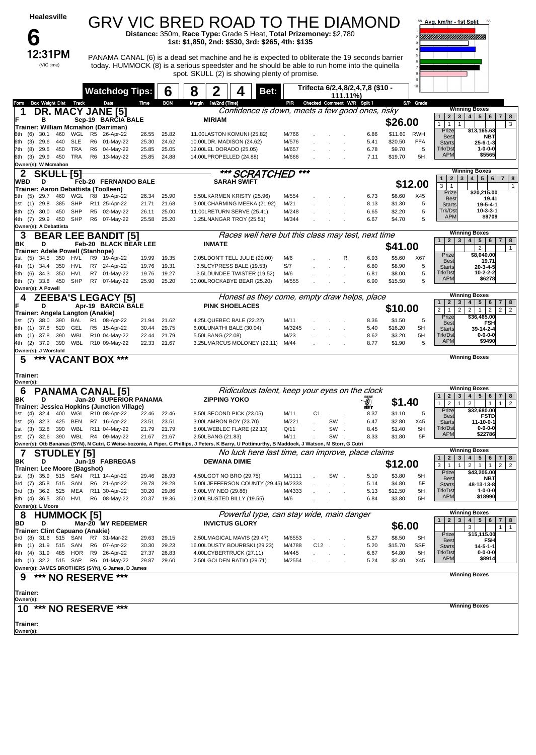# Healesville

## 6

**12:31PM** (VIC time)

# GRV VIC BRED ROAD TO THE DIAMOND

**Distance:** 350m, **Race Type:** Grade 5 Heat, **Total Prizemoney:** $2,780
**1st: $1,850, 2nd: $530, 3rd: $265, 4th: $135**

PANAMA CANAL (6) is a dead set machine and he is expected to obliterate the 19 seconds barrier today. HUMMOCK (8) is a serious speedster and he should be able to run home into the quinella spot. SKULL (2) is showing plenty of promise.

Avg. km/hr - 1st Split

**Watchdog Tips:** 6 | 8 | 2 | 4 **Bet:** Trifecta 6/2,4,8/2,4,7,8 ($10 - 111.11%)

---

### 1 DR. MACY JANE [5]
*Confidence is down, meets a few good ones, risky*

F B Sep-19 BARCIA BALE — MIRIAM
Trainer: William Mcmahon (Darriman) — **$26.00**

| Form | Box | Weight | Dist | Track | | Date | Time | BON | Margin 1st/2nd (Time) | PIR | Checked | Comment | W/R | Split 1 | S/P | Grade |
|---|---|---|---|---|---|---|---|---|---|---|---|---|---|---|---|---|
| 6th | (6) | 30.1 | 460 | WGL | R5 | 26-Apr-22 | 26.55 | 25.82 | 11.00 LASTON KOMUNI (25.82) | M/766 | | | | 6.86 | $11.60 | RWH |
| 6th | (3) | 29.6 | 440 | SLE | R6 | 01-May-22 | 25.30 | 24.62 | 10.00 LDR. MADISON (24.62) | M/576 | | | | 5.41 | $20.50 | FFA |
| 7th | (8) | 29.5 | 450 | TRA | R6 | 04-May-22 | 25.85 | 25.05 | 12.00 LEL DORADO (25.05) | M/657 | | | | 6.78 | $9.70 | 5 |
| 6th | (3) | 29.9 | 450 | TRA | R6 | 13-May-22 | 25.85 | 24.88 | 14.00 LPROPELLED (24.88) | M/666 | | | | 7.11 | $19.70 | 5H |

Owner(s): W Mcmahon

Winning Boxes: 1: 1, 2: 1, 3: 1, 8: 3 | Prize $13,165.63 | Best NBT | Starts 25-6-1-3 | Trk/Dst 1-0-0-0 | APM $5565

### 2 SKULL [5] — *** SCRATCHED ***

WBD D Feb-20 FERNANDO BALE — SARAH SWIFT
Trainer: Aaron Debattista (Toolleen) — **$12.00**

| Form | Box | Weight | Dist | Track | | Date | Time | BON | Margin 1st/2nd (Time) | PIR | Checked | Comment | W/R | Split 1 | S/P | Grade |
|---|---|---|---|---|---|---|---|---|---|---|---|---|---|---|---|---|
| 5th | (5) | 29.7 | 460 | WGL | R8 | 19-Apr-22 | 26.34 | 25.90 | 5.50 LKARMEN KRISTY (25.96) | M/554 | | | | 6.73 | $6.60 | X45 |
| 1st | (1) | 29.8 | 385 | SHP | R11 | 25-Apr-22 | 21.71 | 21.68 | 3.00 LCHARMING MEEKA (21.92) | M/21 | | | | 8.13 | $1.30 | 5 |
| 8th | (2) | 30.0 | 450 | SHP | R5 | 02-May-22 | 26.11 | 25.00 | 11.00 LRETURN SERVE (25.41) | M/248 | | | | 6.65 | $2.20 | 5 |
| 4th | (7) | 29.9 | 450 | SHP | R6 | 07-May-22 | 25.58 | 25.20 | 1.25 LNANGAR TROY (25.51) | M/344 | | | | 6.67 | $4.70 | 5 |

Owner(s): A Debattista

Winning Boxes: 1: 3, 2: 1, 8: 1 | Prize $20,215.00 | Best 19.41 | Starts 19-5-4-1 | Trk/Dst 10-3-3-1 | APM $9709

### 3 BEAR LEE BANDIT [5]
*Races well here but this class may test, next time*

BK D Feb-20 BLACK BEAR LEE — INMATE
Trainer: Adele Powell (Stanhope) — **$41.00**

| Form | Box | Weight | Dist | Track | | Date | Time | BON | Margin 1st/2nd (Time) | PIR | Checked | Comment | W/R | Split 1 | S/P | Grade |
|---|---|---|---|---|---|---|---|---|---|---|---|---|---|---|---|---|
| 1st | (5) | 34.5 | 350 | HVL | R9 | 19-Apr-22 | 19.99 | 19.35 | 0.05 LDON'T TELL JULIE (20.00) | M/6 | | | R | 6.93 | $5.60 | X67 |
| 4th | (1) | 34.4 | 350 | HVL | R7 | 24-Apr-22 | 19.76 | 19.31 | 3.5 LCYPRESS BALE (19.53) | S/7 | | | | 6.80 | $8.90 | 5 |
| 5th | (6) | 34.3 | 350 | HVL | R7 | 01-May-22 | 19.76 | 19.27 | 3.5 LDUNDEE TWISTER (19.52) | M/6 | | | | 6.81 | $8.00 | 5 |
| 6th | (7) | 33.8 | 450 | SHP | R7 | 07-May-22 | 25.90 | 25.20 | 10.00 LROCKABYE BEAR (25.20) | M/555 | | | | 6.90 | $15.50 | 5 |

Owner(s): A Powell

Winning Boxes: 5: 2, 8: 1 | Prize $8,040.00 | Best 19.71 | Starts 20-3-4-5 | Trk/Dst 10-2-2-2 | APM $6278

### 4 ZEEBA'S LEGACY [5]
*Honest as they come, empty draw helps, place*

F D Apr-19 BARCIA BALE — PINK SHOELACES
Trainer: Angela Langton (Anakie) — **$10.00**

| Form | Box | Weight | Dist | Track | | Date | Time | BON | Margin 1st/2nd (Time) | PIR | Checked | Comment | W/R | Split 1 | S/P | Grade |
|---|---|---|---|---|---|---|---|---|---|---|---|---|---|---|---|---|
| 1st | (7) | 38.0 | 390 | BAL | R1 | 08-Apr-22 | 21.94 | 21.62 | 4.25 LQUEBEC BALE (22.22) | M/11 | | | | 8.36 | $1.50 | 5 |
| 6th | (1) | 37.8 | 520 | GEL | R5 | 15-Apr-22 | 30.44 | 29.75 | 6.00 LUNATHI BALE (30.04) | M/3245 | | | | 5.40 | $16.20 | SH |
| 4th | (1) | 37.8 | 390 | WBL | R10 | 04-May-22 | 22.44 | 21.79 | 5.50 LBANG (22.08) | M/23 | | | | 8.62 | $3.20 | 5H |
| 4th | (2) | 37.9 | 390 | WBL | R10 | 09-May-22 | 22.33 | 21.67 | 3.25 LMARCUS MOLONEY (22.11) | M/44 | | | | 8.77 | $1.90 | 5 |

Owner(s): J Worsfold

Winning Boxes: 1: 2, 2: 1, 3: 2, 4: 2, 5: 1, 6: 2, 7: 2, 8: 2 | Prize $36,465.00 | Best FSH | Starts 39-14-2-4 | Trk/Dst 0-0-0-0 | APM $9490

### 5 *** VACANT BOX ***

Trainer:
Owner(s):

### 6 PANAMA CANAL [5]
*Ridiculous talent, keep your eyes on the clock*

BK D Jan-20 SUPERIOR PANAMA — ZIPPING YOKO
Trainer: Jessica Hopkins (Junction Village) — BEST BET **$1.40**

| Form | Box | Weight | Dist | Track | | Date | Time | BON | Margin 1st/2nd (Time) | PIR | Checked | Comment | W/R | Split 1 | S/P | Grade |
|---|---|---|---|---|---|---|---|---|---|---|---|---|---|---|---|---|
| 1st | (4) | 32.4 | 400 | WGL | R10 | 08-Apr-22 | 22.46 | 22.46 | 8.50 LSECOND PICK (23.05) | M/11 | C1 | | | 8.37 | $1.10 | 5 |
| 1st | (8) | 32.3 | 425 | BEN | R7 | 16-Apr-22 | 23.51 | 23.51 | 3.00 LAMRON BOY (23.70) | M/221 | | SW | | 6.47 | $2.80 | X45 |
| 1st | (3) | 32.8 | 390 | WBL | R11 | 04-May-22 | 21.79 | 21.79 | 5.00 LWEBLEC FLARE (22.13) | Q/11 | | SW | | 8.45 | $1.40 | 5H |
| 1st | (7) | 32.6 | 390 | WBL | R4 | 09-May-22 | 21.67 | 21.67 | 2.50 LBANG (21.83) | M/11 | | SW | | 8.33 | $1.80 | 5F |

Owner(s): Otb Bananas (SYN), N Cutri, C Weise-bozonie, A Piper, C Phillips, J Peters, K Barry, U Pottimurthy, B Maddock, J Watson, M Storr, G Cutri

Winning Boxes: 1: 2, 2: 1, 3: 2, 6: 1, 7: 1, 8: 2 | Prize $32,680.00 | Best FSTD | Starts 11-10-0-1 | Trk/Dst 0-0-0-0 | APM $22786

### 7 STUDLEY [5]
*No luck here last time, can improve, place claims*

BK D Jun-19 FABREGAS — DEWANA DIMIE
Trainer: Lee Moore (Bagshot) — **$12.00**

| Form | Box | Weight | Dist | Track | | Date | Time | BON | Margin 1st/2nd (Time) | PIR | Checked | Comment | W/R | Split 1 | S/P | Grade |
|---|---|---|---|---|---|---|---|---|---|---|---|---|---|---|---|---|
| 1st | (3) | 35.9 | 515 | SAN | R11 | 14-Apr-22 | 29.46 | 28.93 | 4.50 LGOT NO BRO (29.75) | M/1111 | | SW | | 5.10 | $3.80 | 5H |
| 3rd | (7) | 35.8 | 515 | SAN | R6 | 21-Apr-22 | 29.78 | 29.28 | 5.00 LJEFFERSON COUNTY (29.45) | M/2333 | | | | 5.14 | $4.80 | 5F |
| 3rd | (3) | 36.2 | 525 | MEA | R11 | 30-Apr-22 | 30.20 | 29.86 | 5.00 LMY NEO (29.86) | M/4333 | | | | 5.13 | $12.50 | 5H |
| 8th | (4) | 36.5 | 350 | HVL | R6 | 08-May-22 | 20.37 | 19.36 | 12.00 LBUSTED BILLY (19.55) | M/6 | | | | 6.84 | $3.80 | 5H |

Owner(s): L Moore

Winning Boxes: 1: 3, 2: 1, 3: 1, 4: 2, 5: 1, 6: 1, 7: 2, 8: 2 | Prize $43,205.00 | Best NBT | Starts 48-13-13-8 | Trk/Dst 1-0-0-0 | APM $18990

### 8 HUMMOCK [5]
*Powerful type, can stay wide, main danger*

BD D Mar-20 MY REDEEMER — INVICTUS GLORY
Trainer: Clint Capuano (Anakie) — **$6.00**

| Form | Box | Weight | Dist | Track | | Date | Time | BON | Margin 1st/2nd (Time) | PIR | Checked | Comment | W/R | Split 1 | S/P | Grade |
|---|---|---|---|---|---|---|---|---|---|---|---|---|---|---|---|---|
| 3rd | (8) | 31.6 | 515 | SAN | R7 | 31-Mar-22 | 29.63 | 29.15 | 2.50 LMAGICAL MAVIS (29.47) | M/6553 | | | | 5.27 | $8.50 | SH |
| 8th | (1) | 31.9 | 515 | SAN | R6 | 07-Apr-22 | 30.30 | 29.23 | 16.00 LDUSTY BOURBSKI (29.23) | M/4788 | C12 | | | 5.20 | $15.70 | SSF |
| 4th | (4) | 31.9 | 485 | HOR | R9 | 26-Apr-22 | 27.37 | 26.83 | 4.00 LCYBERTRUCK (27.11) | M/445 | | | | 6.67 | $4.80 | 5H |
| 4th | (1) | 32.2 | 515 | SAP | R6 | 01-May-22 | 29.87 | 29.60 | 2.50 LGOLDEN RATIO (29.71) | M/2554 | | | | 5.24 | $2.40 | X45 |

Owner(s): JAMES BROTHERS (SYN), G James, D James

Winning Boxes: 4: 3, 7: 1, 8: 1 | Prize $15,115.00 | Best FSH | Starts 14-5-1-1 | Trk/Dst 0-0-0-0 | APM $8914

### 9 *** NO RESERVE ***

Trainer:
Owner(s):

### 10 *** NO RESERVE ***

Trainer:
Owner(s):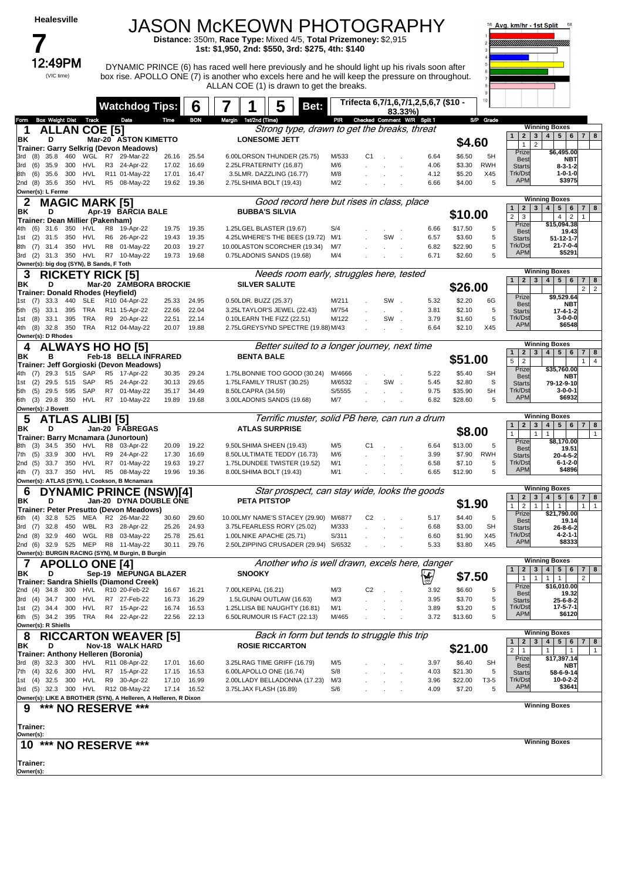# Healesville

# 7

12:49PM (VIC time)

## JASON McKEOWN PHOTOGRAPHY

**Distance:** 350m, **Race Type:** Mixed 4/5, **Total Prizemoney:** $2,915
**1st: $1,950, 2nd: $550, 3rd: $275, 4th: $140**

DYNAMIC PRINCE (6) has raced well here previously and he should light up his rivals soon after box rise. APOLLO ONE (7) is another who excels here and he will keep the pressure on throughout. ALLAN COE (1) is drawn to get the breaks.

**Watchdog Tips:** 6 7 1 5 **Bet:** Trifecta 6,7/1,6,7/1,2,5,6,7 ($10 - 83.33%)

Avg. km/hr - 1st Split

---

### 1 ALLAN COE [5]

BK D Mar-20 ASTON KIMETTO – LONESOME JETT
Trainer: Garry Selkrig (Devon Meadows)
*Strong type, drawn to get the breaks, threat*
**$4.60**

| Form | Box | Weight | Dist | Track | Race | Date | Time | BON | Margin | 1st/2nd (Time) | PIR | Checked | Comment | W/R | Split 1 | S/P | Grade |
|---|---|---|---|---|---|---|---|---|---|---|---|---|---|---|---|---|---|
| 3rd | (8) | 35.8 | 460 | WGL | R7 | 29-Mar-22 | 26.16 | 25.54 | 6.00L | ORSON THUNDER (25.75) | M/533 | C1 | | | 6.64 | $6.50 | 5H |
| 3rd | (6) | 35.9 | 300 | HVL | R3 | 24-Apr-22 | 17.02 | 16.69 | 2.25L | FRATERNITY (16.87) | M/6 | | | | 4.06 | $3.30 | RWH |
| 8th | (6) | 35.6 | 300 | HVL | R11 | 01-May-22 | 17.01 | 16.47 | 3.5L | MR. DAZZLING (16.77) | M/8 | | | | 4.12 | $5.20 | X45 |
| 2nd | (8) | 35.6 | 350 | HVL | R5 | 08-May-22 | 19.62 | 19.36 | 2.75L | SHIMA BOLT (19.43) | M/2 | | | | 6.66 | $4.00 | 5 |

Owner(s): L Ferme

Winning Boxes: 2: 1, 3: 2 | Prize $6,495.00 | Best NBT | Starts 8-3-1-2 | Trk/Dst 1-0-1-0 | APM $3975

---

### 2 MAGIC MARK [5]

BK D Apr-19 BARCIA BALE – BUBBA'S SILVIA
Trainer: Dean Millier (Pakenham)
*Good record here but rises in class, place*
**$10.00**

| Form | Box | Weight | Dist | Track | Race | Date | Time | BON | Margin | 1st/2nd (Time) | PIR | Checked | Comment | W/R | Split 1 | S/P | Grade |
|---|---|---|---|---|---|---|---|---|---|---|---|---|---|---|---|---|---|
| 4th | (6) | 31.6 | 350 | HVL | R8 | 19-Apr-22 | 19.75 | 19.35 | 1.25L | GEL BLASTER (19.67) | S/4 | | | | 6.66 | $17.50 | 5 |
| 1st | (2) | 31.5 | 350 | HVL | R6 | 26-Apr-22 | 19.43 | 19.35 | 4.25L | WHERE'S THE BEES (19.72) | M/1 | | SW | | 6.57 | $3.60 | 5 |
| 8th | (7) | 31.4 | 350 | HVL | R8 | 01-May-22 | 20.03 | 19.27 | 10.00L | ASTON SCORCHER (19.34) | M/7 | | | | 6.82 | $22.90 | 5 |
| 3rd | (2) | 31.3 | 350 | HVL | R7 | 10-May-22 | 19.73 | 19.68 | 0.75L | ADONIS SANDS (19.68) | M/4 | | | | 6.71 | $2.60 | 5 |

Owner(s): big dog (SYN), B Sands, F Toth

Winning Boxes: 1: 2, 2: 3, 4: 4, 5: 2, 6: 1 | Prize $15,094.38 | Best 19.43 | Starts 51-12-1-7 | Trk/Dst 21-7-0-4 | APM $5291

---

### 3 RICKETY RICK [5]

BK D Mar-20 ZAMBORA BROCKIE – SILVER SALUTE
Trainer: Donald Rhodes (Heyfield)
*Needs room early, struggles here, tested*
**$26.00**

| Form | Box | Weight | Dist | Track | Race | Date | Time | BON | Margin | 1st/2nd (Time) | PIR | Checked | Comment | W/R | Split 1 | S/P | Grade |
|---|---|---|---|---|---|---|---|---|---|---|---|---|---|---|---|---|---|
| 1st | (7) | 33.3 | 440 | SLE | R10 | 04-Apr-22 | 25.33 | 24.95 | 0.50L | DR. BUZZ (25.37) | M/211 | | SW | | 5.32 | $2.20 | 6G |
| 5th | (5) | 33.1 | 395 | TRA | R11 | 15-Apr-22 | 22.66 | 22.04 | 3.25L | TAYLOR'S JEWEL (22.43) | M/754 | | | | 3.81 | $2.10 | 5 |
| 1st | (8) | 33.1 | 395 | TRA | R9 | 20-Apr-22 | 22.51 | 22.14 | 0.10L | EARN THE FIZZ (22.51) | M/122 | | SW | | 3.79 | $1.60 | 5 |
| 4th | (8) | 32.8 | 350 | TRA | R12 | 04-May-22 | 20.07 | 19.88 | 2.75L | GREYSYND SPECTRE (19.88) | M/43 | | | | 6.64 | $2.10 | X45 |

Owner(s): D Rhodes

Winning Boxes: 7: 2, 8: 2 | Prize $9,529.64 | Best NBT | Starts 17-4-1-2 | Trk/Dst 3-0-0-0 | APM $6548

---

### 4 ALWAYS HO HO [5]

BK B Feb-18 BELLA INFRARED – BENTA BALE
Trainer: Jeff Gorgioski (Devon Meadows)
*Better suited to a longer journey, next time*
**$51.00**

| Form | Box | Weight | Dist | Track | Race | Date | Time | BON | Margin | 1st/2nd (Time) | PIR | Checked | Comment | W/R | Split 1 | S/P | Grade |
|---|---|---|---|---|---|---|---|---|---|---|---|---|---|---|---|---|---|
| 4th | (7) | 29.3 | 515 | SAP | R5 | 17-Apr-22 | 30.35 | 29.24 | 1.75L | BONNIE TOO GOOD (30.24) | M/4666 | | | | 5.22 | $5.40 | SH |
| 1st | (2) | 29.5 | 515 | SAP | R5 | 24-Apr-22 | 30.13 | 29.65 | 1.75L | FAMILY TRUST (30.25) | M/6532 | | SW | | 5.45 | $2.80 | S |
| 5th | (5) | 29.5 | 595 | SAP | R7 | 01-May-22 | 35.17 | 34.49 | 8.50L | CAPRA (34.59) | S/5555 | | | | 9.75 | $35.90 | 5H |
| 6th | (3) | 29.8 | 350 | HVL | R7 | 10-May-22 | 19.89 | 19.68 | 3.00L | ADONIS SANDS (19.68) | M/7 | | | | 6.82 | $28.60 | 5 |

Owner(s): J Bovett

Winning Boxes: 1: 5, 2: 2, 7: 1, 8: 4 | Prize $35,760.00 | Best NBT | Starts 79-12-9-10 | Trk/Dst 3-0-0-1 | APM $6932

---

### 5 ATLAS ALIBI [5]

BK D Jan-20 FABREGAS – ATLAS SURPRISE
Trainer: Barry Mcnamara (Junortoun)
*Terrific muster, solid PB here, can run a drum*
**$8.00**

| Form | Box | Weight | Dist | Track | Race | Date | Time | BON | Margin | 1st/2nd (Time) | PIR | Checked | Comment | W/R | Split 1 | S/P | Grade |
|---|---|---|---|---|---|---|---|---|---|---|---|---|---|---|---|---|---|
| 8th | (8) | 34.5 | 350 | HVL | R8 | 03-Apr-22 | 20.09 | 19.22 | 9.50L | SHIMA SHEEN (19.43) | M/5 | C1 | | | 6.64 | $13.00 | 5 |
| 7th | (5) | 33.9 | 300 | HVL | R9 | 24-Apr-22 | 17.30 | 16.69 | 8.50L | ULTIMATE TEDDY (16.73) | M/6 | | | | 3.99 | $7.90 | RWH |
| 2nd | (5) | 33.7 | 350 | HVL | R7 | 01-May-22 | 19.63 | 19.27 | 1.75L | DUNDEE TWISTER (19.52) | M/1 | | | | 6.58 | $7.10 | 5 |
| 4th | (7) | 33.7 | 350 | HVL | R5 | 08-May-22 | 19.96 | 19.36 | 8.00L | SHIMA BOLT (19.43) | M/1 | | | | 6.65 | $12.90 | 5 |

Owner(s): ATLAS ALIBI (SYN), L Cookson, B Mcnamara

Winning Boxes: 1: 1, 3: 1, 4: 1, 8: 1 | Prize $8,170.00 | Best 19.51 | Starts 20-4-5-2 | Trk/Dst 6-1-2-0 | APM $4896

---

### 6 DYNAMIC PRINCE (NSW)[4]

BK D Jan-20 DYNA DOUBLE ONE – PETA PITSTOP
Trainer: Peter Presutto (Devon Meadows)
*Star prospect, can stay wide, looks the goods*
**$1.90**

| Form | Box | Weight | Dist | Track | Race | Date | Time | BON | Margin | 1st/2nd (Time) | PIR | Checked | Comment | W/R | Split 1 | S/P | Grade |
|---|---|---|---|---|---|---|---|---|---|---|---|---|---|---|---|---|---|
| 6th | (4) | 32.8 | 525 | MEA | R2 | 26-Mar-22 | 30.60 | 29.60 | 10.00L | MY NAME'S STACEY (29.90) | M/6877 | C2 | | | 5.17 | $4.40 | 5 |
| 3rd | (7) | 32.8 | 450 | WBL | R3 | 28-Apr-22 | 25.26 | 24.93 | 3.75L | FEARLESS RORY (25.02) | M/333 | | | | 6.68 | $3.00 | SH |
| 2nd | (8) | 32.9 | 460 | WGL | R8 | 03-May-22 | 25.78 | 25.61 | 1.00L | NIKE APACHE (25.71) | S/311 | | | | 6.60 | $1.90 | X45 |
| 2nd | (6) | 32.9 | 525 | MEP | R8 | 11-May-22 | 30.11 | 29.76 | 2.50L | ZIPPING CRUSADER (29.94) | S/6532 | | | | 5.33 | $3.80 | X45 |

Owner(s): BURGIN RACING (SYN), M Burgin, B Burgin

Winning Boxes: 1: 1, 2: 2, 3: 1, 4: 1, 5: 1, 7: 1, 8: 1 | Prize $21,790.00 | Best 19.14 | Starts 26-8-6-2 | Trk/Dst 4-2-1-1 | APM $8333

---

### 7 APOLLO ONE [4]

BK D Sep-19 MEPUNGA BLAZER – SNOOKY
Trainer: Sandra Shiells (Diamond Creek)
*Another who is well drawn, excels here, danger*
**$7.50**

| Form | Box | Weight | Dist | Track | Race | Date | Time | BON | Margin | 1st/2nd (Time) | PIR | Checked | Comment | W/R | Split 1 | S/P | Grade |
|---|---|---|---|---|---|---|---|---|---|---|---|---|---|---|---|---|---|
| 2nd | (4) | 34.8 | 300 | HVL | R10 | 20-Feb-22 | 16.67 | 16.21 | 7.00L | KEPAL (16.21) | M/3 | C2 | | | 3.92 | $6.60 | 5 |
| 3rd | (4) | 34.7 | 300 | HVL | R7 | 27-Feb-22 | 16.73 | 16.29 | 1.5L | GUNAI OUTLAW (16.63) | M/3 | | | | 3.95 | $3.70 | 5 |
| 1st | (2) | 34.4 | 300 | HVL | R7 | 15-Apr-22 | 16.74 | 16.53 | 1.25L | LISA BE NAUGHTY (16.81) | M/1 | | | | 3.89 | $3.20 | 5 |
| 6th | (5) | 34.2 | 395 | TRA | R4 | 22-Apr-22 | 22.56 | 22.13 | 6.50L | RUMOUR IS FACT (22.13) | M/465 | | | | 3.72 | $13.60 | 5 |

Owner(s): R Shiells

Winning Boxes: 1: 1, 3: 1, 4: 1, 5: 1, 7: 2 | Prize $16,010.00 | Best 19.32 | Starts 25-6-8-2 | Trk/Dst 17-5-7-1 | APM $6120

---

### 8 RICCARTON WEAVER [5]

BK D Nov-18 WALK HARD – ROSIE RICCARTON
Trainer: Anthony Helleren (Boronia)
*Back in form but tends to struggle this trip*
**$21.00**

| Form | Box | Weight | Dist | Track | Race | Date | Time | BON | Margin | 1st/2nd (Time) | PIR | Checked | Comment | W/R | Split 1 | S/P | Grade |
|---|---|---|---|---|---|---|---|---|---|---|---|---|---|---|---|---|---|
| 3rd | (8) | 32.3 | 300 | HVL | R11 | 08-Apr-22 | 17.01 | 16.60 | 3.25L | RAG TIME GRIFF (16.79) | M/5 | | | | 3.97 | $6.40 | SH |
| 7th | (4) | 32.6 | 300 | HVL | R7 | 15-Apr-22 | 17.15 | 16.53 | 6.00L | APOLLO ONE (16.74) | S/8 | | | | 4.03 | $21.30 | 5 |
| 1st | (4) | 32.5 | 300 | HVL | R9 | 30-Apr-22 | 17.10 | 16.99 | 2.00L | LADY BELLADONNA (17.23) | M/3 | | | | 3.96 | $22.00 | T3-5 |
| 3rd | (5) | 32.3 | 300 | HVL | R12 | 08-May-22 | 17.14 | 16.52 | 3.75L | JAX FLASH (16.89) | S/6 | | | | 4.09 | $7.20 | 5 |

Owner(s): LIKE A BROTHER (SYN), A Helleren, A Helleren, R Dixon

Winning Boxes: 1: 2, 2: 1, 4: 1, 6: 1, 8: 1 | Prize $17,397.14 | Best NBT | Starts 58-6-9-14 | Trk/Dst 10-0-2-2 | APM $3641

---

### 9 *** NO RESERVE ***

Trainer:
Owner(s):

Winning Boxes

---

### 10 *** NO RESERVE ***

Trainer:
Owner(s):

Winning Boxes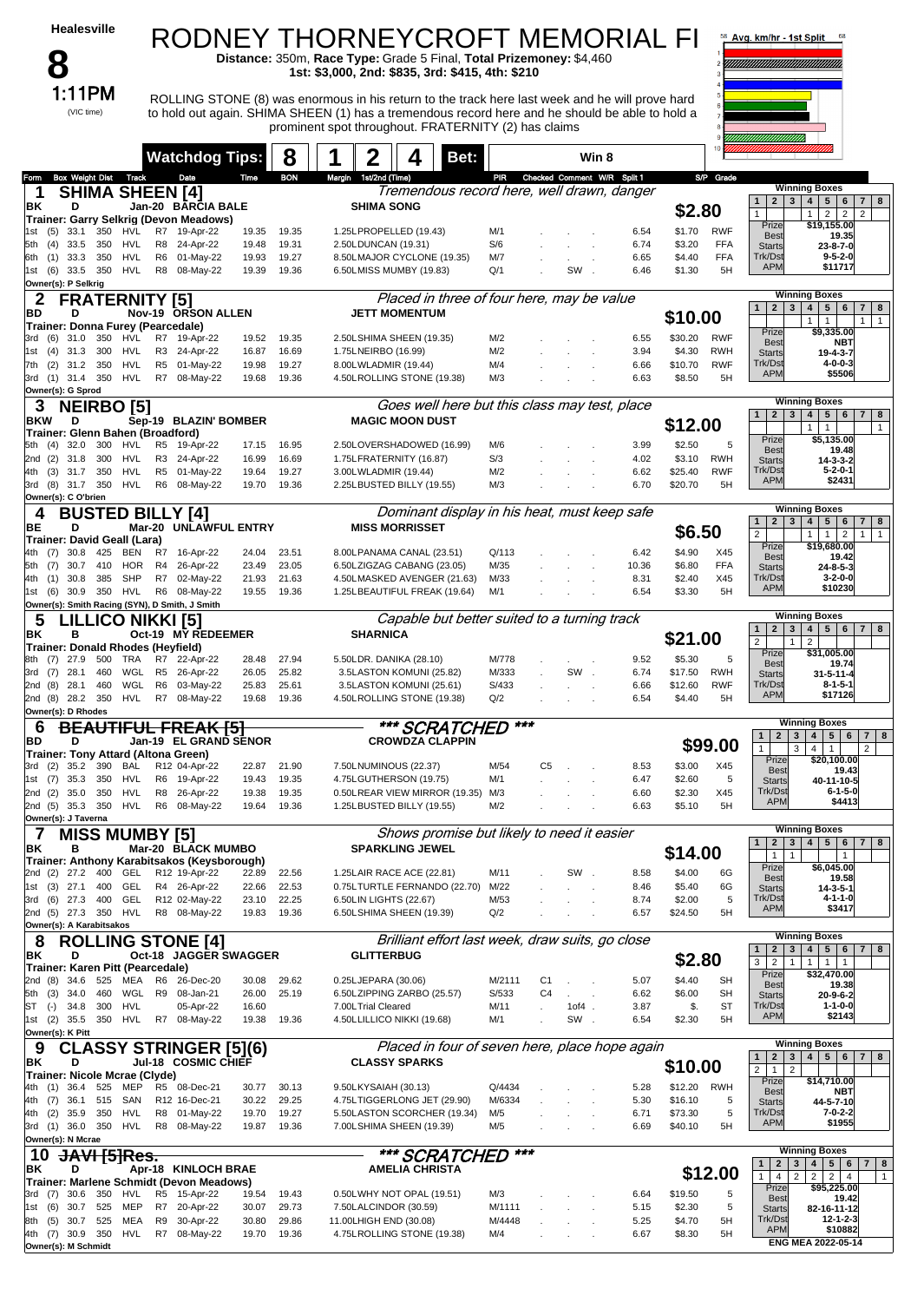Healesville

# 8

**1:11PM** (VIC time)

# RODNEY THORNEYCROFT MEMORIAL FI

**Distance:** 350m, **Race Type:** Grade 5 Final, **Total Prizemoney:** $4,460
**1st: $3,000, 2nd: $835, 3rd: $415, 4th: $210**

ROLLING STONE (8) was enormous in his return to the track here last week and he will prove hard to hold out again. SHIMA SHEEN (1) has a tremendous record here and he should be able to hold a prominent spot throughout. FRATERNITY (2) has claims

Avg. km/hr - 1st Split 58 68

**Watchdog Tips: 8 | 1 | 2 | 4 | Bet: Win 8**

Form | Box Weight Dist | Track | Date | Time | BON | Margin 1st/2nd (Time) | PIR | Checked Comment W/R Split 1 | S/P | Grade

---

## 1 SHIMA SHEEN [4]
*Tremendous record here, well drawn, danger*

BK D Jan-20 BARCIA BALE — SHIMA SONG — **$2.80**
Trainer: Garry Selkrig (Devon Meadows)

| Form | Box | Wt | Dist | Track | Race | Date | Time | BON | Margin 1st/2nd (Time) | PIR | Checked/Comment | Split 1 | S/P | Grade |
|---|---|---|---|---|---|---|---|---|---|---|---|---|---|---|
| 1st | (5) | 33.1 | 350 | HVL | R7 | 19-Apr-22 | 19.35 | 19.35 | 1.25LPROPELLED (19.43) | M/1 | | 6.54 | $1.70 | RWF |
| 5th | (4) | 33.5 | 350 | HVL | R8 | 24-Apr-22 | 19.48 | 19.31 | 2.50LDUNCAN (19.31) | S/6 | | 6.74 | $3.20 | FFA |
| 6th | (1) | 33.3 | 350 | HVL | R6 | 01-May-22 | 19.93 | 19.27 | 8.50LMAJOR CYCLONE (19.35) | M/7 | | 6.65 | $4.40 | FFA |
| 1st | (6) | 33.5 | 350 | HVL | R8 | 08-May-22 | 19.39 | 19.36 | 6.50LMISS MUMBY (19.83) | Q/1 | SW | 6.46 | $1.30 | 5H |

Owner(s): P Selkrig

Winning Boxes: 1: 1 | 4: 1 | 5: 2 | 6: 2 | 7: 2 — Prize $19,155.00 — Best 19.35 — Starts 23-8-7-0 — Trk/Dst 9-5-2-0 — APM $11717

## 2 FRATERNITY [5]
*Placed in three of four here, may be value*

BD D Nov-19 ORSON ALLEN — JETT MOMENTUM — **$10.00**
Trainer: Donna Furey (Pearcedale)

| Form | Box | Wt | Dist | Track | Race | Date | Time | BON | Margin 1st/2nd (Time) | PIR | Checked/Comment | Split 1 | S/P | Grade |
|---|---|---|---|---|---|---|---|---|---|---|---|---|---|---|
| 3rd | (6) | 31.0 | 350 | HVL | R7 | 19-Apr-22 | 19.52 | 19.35 | 2.50LSHIMA SHEEN (19.35) | M/2 | | 6.55 | $30.20 | RWF |
| 1st | (4) | 31.3 | 300 | HVL | R3 | 24-Apr-22 | 16.87 | 16.69 | 1.75LNEIRBO (16.99) | M/2 | | 3.94 | $4.30 | RWH |
| 7th | (2) | 31.2 | 350 | HVL | R5 | 01-May-22 | 19.98 | 19.27 | 8.00LWLADMIR (19.44) | M/4 | | 6.66 | $10.70 | RWF |
| 3rd | (1) | 31.4 | 350 | HVL | R7 | 08-May-22 | 19.68 | 19.36 | 4.50LROLLING STONE (19.38) | M/3 | | 6.63 | $8.50 | 5H |

Owner(s): G Sprod

Winning Boxes: 4: 1 | 5: 1 | 7: 1 | 8: 1 — Prize $9,335.00 — Best NBT — Starts 19-4-3-7 — Trk/Dst 4-0-0-3 — APM $5506

## 3 NEIRBO [5]
*Goes well here but this class may test, place*

BKW D Sep-19 BLAZIN' BOMBER — MAGIC MOON DUST — **$12.00**
Trainer: Glenn Bahen (Broadford)

| Form | Box | Wt | Dist | Track | Race | Date | Time | BON | Margin 1st/2nd (Time) | PIR | Checked/Comment | Split 1 | S/P | Grade |
|---|---|---|---|---|---|---|---|---|---|---|---|---|---|---|
| 5th | (4) | 32.0 | 300 | HVL | R5 | 19-Apr-22 | 17.15 | 16.95 | 2.50LOVERSHADOWED (16.99) | M/6 | | 3.99 | $2.50 | 5 |
| 2nd | (2) | 31.8 | 300 | HVL | R3 | 24-Apr-22 | 16.99 | 16.69 | 1.75LFRATERNITY (16.87) | S/3 | | 4.02 | $3.10 | RWH |
| 4th | (3) | 31.7 | 350 | HVL | R5 | 01-May-22 | 19.64 | 19.27 | 3.00LWLADMIR (19.44) | M/2 | | 6.62 | $25.40 | RWF |
| 3rd | (8) | 31.7 | 350 | HVL | R6 | 08-May-22 | 19.70 | 19.36 | 2.25LBUSTED BILLY (19.55) | M/3 | | 6.70 | $20.70 | 5H |

Owner(s): C O'brien

Winning Boxes: 5: 1 | 6: 1 | 8: 1 — Prize $5,135.00 — Best 19.48 — Starts 14-3-3-2 — Trk/Dst 5-2-0-1 — APM $2431

## 4 BUSTED BILLY [4]
*Dominant display in his heat, must keep safe*

BE D Mar-20 UNLAWFUL ENTRY — MISS MORRISSET — **$6.50**
Trainer: David Geall (Lara)

| Form | Box | Wt | Dist | Track | Race | Date | Time | BON | Margin 1st/2nd (Time) | PIR | Checked/Comment | Split 1 | S/P | Grade |
|---|---|---|---|---|---|---|---|---|---|---|---|---|---|---|
| 4th | (7) | 30.8 | 425 | BEN | R7 | 16-Apr-22 | 24.04 | 23.51 | 8.00LPANAMA CANAL (23.51) | Q/113 | | 6.42 | $4.90 | X45 |
| 5th | (7) | 30.7 | 410 | HOR | R4 | 26-Apr-22 | 23.49 | 23.05 | 6.50LZIGZAG CABANG (23.05) | M/35 | | 10.36 | $6.80 | FFA |
| 4th | (1) | 30.8 | 385 | SHP | R7 | 02-May-22 | 21.93 | 21.63 | 4.50LMASKED AVENGER (21.63) | M/33 | | 8.31 | $2.40 | X45 |
| 1st | (6) | 30.9 | 350 | HVL | R6 | 08-May-22 | 19.55 | 19.36 | 1.25LBEAUTIFUL FREAK (19.64) | M/1 | | 6.54 | $3.30 | 5H |

Owner(s): Smith Racing (SYN), D Smith, J Smith

Winning Boxes: 1: 2 | 4: 1 | 5: 1 | 6: 2 | 7: 1 | 8: 1 — Prize $19,680.00 — Best 19.42 — Starts 24-8-5-3 — Trk/Dst 3-2-0-0 — APM $10230

## 5 LILLICO NIKKI [5]
*Capable but better suited to a turning track*

BK B Oct-19 MY REDEEMER — SHARNICA — **$21.00**
Trainer: Donald Rhodes (Heyfield)

| Form | Box | Wt | Dist | Track | Race | Date | Time | BON | Margin 1st/2nd (Time) | PIR | Checked/Comment | Split 1 | S/P | Grade |
|---|---|---|---|---|---|---|---|---|---|---|---|---|---|---|
| 8th | (7) | 27.9 | 500 | TRA | R7 | 22-Apr-22 | 28.48 | 27.94 | 5.50LDR. DANIKA (28.10) | M/778 | | 9.52 | $5.30 | 5 |
| 3rd | (7) | 28.1 | 460 | WGL | R5 | 26-Apr-22 | 26.05 | 25.82 | 3.5LASTON KOMUNI (25.82) | M/333 | SW | 6.74 | $17.50 | RWH |
| 2nd | (8) | 28.1 | 460 | WGL | R6 | 03-May-22 | 25.83 | 25.61 | 3.5LASTON KOMUNI (25.61) | S/433 | | 6.66 | $12.60 | RWF |
| 2nd | (8) | 28.2 | 350 | HVL | R7 | 08-May-22 | 19.68 | 19.36 | 4.50LROLLING STONE (19.38) | Q/2 | | 6.54 | $4.40 | 5H |

Owner(s): D Rhodes

Winning Boxes: 1: 2 | 3: 1 | 4: 2 — Prize $31,005.00 — Best 19.74 — Starts 31-5-11-4 — Trk/Dst 8-1-5-1 — APM $17126

## 6 ~~BEAUTIFUL FREAK [5]~~
*** SCRATCHED ***

BD D Jan-19 EL GRAND SENOR — CROWDZA CLAPPIN — **$99.00**
Trainer: Tony Attard (Altona Green)

| Form | Box | Wt | Dist | Track | Race | Date | Time | BON | Margin 1st/2nd (Time) | PIR | Checked/Comment | Split 1 | S/P | Grade |
|---|---|---|---|---|---|---|---|---|---|---|---|---|---|---|
| 3rd | (2) | 35.2 | 390 | BAL | R12 | 04-Apr-22 | 22.87 | 21.90 | 7.50LNUMINOUS (22.37) | M/54 | C5 | 8.53 | $3.00 | X45 |
| 1st | (7) | 35.3 | 350 | HVL | R6 | 19-Apr-22 | 19.43 | 19.35 | 4.75LGUTHERSON (19.75) | M/1 | | 6.47 | $2.60 | 5 |
| 2nd | (2) | 35.0 | 350 | HVL | R8 | 26-Apr-22 | 19.38 | 19.35 | 0.50LREAR VIEW MIRROR (19.35) | M/3 | | 6.60 | $2.30 | X45 |
| 2nd | (5) | 35.3 | 350 | HVL | R6 | 08-May-22 | 19.64 | 19.36 | 1.25LBUSTED BILLY (19.55) | M/2 | | 6.63 | $5.10 | 5H |

Owner(s): J Taverna

Winning Boxes: 1: 1 | 3: 3 | 4: 4 | 5: 1 | 7: 2 — Prize $20,100.00 — Best 19.43 — Starts 40-11-10-5 — Trk/Dst 6-1-5-0 — APM $4413

## 7 MISS MUMBY [5]
*Shows promise but likely to need it easier*

BK B Mar-20 BLACK MUMBO — SPARKLING JEWEL — **$14.00**
Trainer: Anthony Karabitsakos (Keysborough)

| Form | Box | Wt | Dist | Track | Race | Date | Time | BON | Margin 1st/2nd (Time) | PIR | Checked/Comment | Split 1 | S/P | Grade |
|---|---|---|---|---|---|---|---|---|---|---|---|---|---|---|
| 2nd | (2) | 27.2 | 400 | GEL | R12 | 19-Apr-22 | 22.89 | 22.56 | 1.25LAIR RACE ACE (22.81) | M/11 | SW | 8.58 | $4.00 | 6G |
| 1st | (3) | 27.1 | 400 | GEL | R4 | 26-Apr-22 | 22.66 | 22.53 | 0.75LTURTLE FERNANDO (22.70) | M/22 | | 8.46 | $5.40 | 6G |
| 3rd | (6) | 27.3 | 400 | GEL | R12 | 02-May-22 | 23.10 | 22.25 | 6.50LIN LIGHTS (22.67) | M/53 | | 8.74 | $2.00 | 5 |
| 2nd | (5) | 27.3 | 350 | HVL | R8 | 08-May-22 | 19.83 | 19.36 | 6.50LSHIMA SHEEN (19.39) | Q/2 | | 6.57 | $24.50 | 5H |

Owner(s): A Karabitsakos

Winning Boxes: 2: 1 | 3: 1 | 6: 1 — Prize $6,045.00 — Best 19.58 — Starts 14-3-5-1 — Trk/Dst 4-1-1-0 — APM $3417

## 8 ROLLING STONE [4]
*Brilliant effort last week, draw suits, go close*

BK D Oct-18 JAGGER SWAGGER — GLITTERBUG — **$2.80**
Trainer: Karen Pitt (Pearcedale)

| Form | Box | Wt | Dist | Track | Race | Date | Time | BON | Margin 1st/2nd (Time) | PIR | Checked/Comment | Split 1 | S/P | Grade |
|---|---|---|---|---|---|---|---|---|---|---|---|---|---|---|
| 2nd | (8) | 34.6 | 525 | MEA | R6 | 26-Dec-20 | 30.08 | 29.62 | 0.25LJEPARA (30.06) | M/2111 | C1 | 5.07 | $4.40 | SH |
| 5th | (3) | 34.0 | 460 | WGL | R9 | 08-Jan-21 | 26.00 | 25.19 | 6.50LZIPPING ZARBO (25.57) | S/533 | C4 | 6.62 | $6.00 | SH |
| ST | (-) | 34.8 | 300 | HVL | | 05-Apr-22 | 16.60 | | 7.00LTrial Cleared | M/11 | 1of4 | 3.87 | $. | ST |
| 1st | (2) | 35.5 | 350 | HVL | R7 | 08-May-22 | 19.38 | 19.36 | 4.50LLILLICO NIKKI (19.68) | M/1 | SW | 6.54 | $2.30 | 5H |

Owner(s): K Pitt

Winning Boxes: 1: 3 | 2: 2 | 3: 1 | 4: 1 | 5: 1 | 6: 1 — Prize $32,470.00 — Best 19.38 — Starts 20-9-6-2 — Trk/Dst 1-1-0-0 — APM $2143

## 9 CLASSY STRINGER [5](6)
*Placed in four of seven here, place hope again*

BK D Jul-18 COSMIC CHIEF — CLASSY SPARKS — **$10.00**
Trainer: Nicole Mcrae (Clyde)

| Form | Box | Wt | Dist | Track | Race | Date | Time | BON | Margin 1st/2nd (Time) | PIR | Checked/Comment | Split 1 | S/P | Grade |
|---|---|---|---|---|---|---|---|---|---|---|---|---|---|---|
| 4th | (1) | 36.4 | 525 | MEP | R5 | 08-Dec-21 | 30.77 | 30.13 | 9.50LKYSAIAH (30.13) | Q/4434 | | 5.28 | $12.20 | RWH |
| 4th | (7) | 36.1 | 515 | SAN | R12 | 16-Dec-21 | 30.22 | 29.25 | 4.75LTIGGERLONG JET (29.90) | M/6334 | | 5.30 | $16.10 | 5 |
| 4th | (2) | 35.9 | 350 | HVL | R8 | 01-May-22 | 19.70 | 19.27 | 5.50LASTON SCORCHER (19.34) | M/5 | | 6.71 | $73.30 | 5 |
| 3rd | (1) | 36.0 | 350 | HVL | R8 | 08-May-22 | 19.87 | 19.36 | 7.00LSHIMA SHEEN (19.39) | M/5 | | 6.69 | $40.10 | 5H |

Owner(s): N Mcrae

Winning Boxes: 1: 2 | 2: 1 | 3: 2 — Prize $14,710.00 — Best NBT — Starts 44-5-7-10 — Trk/Dst 7-0-2-2 — APM $1955

## 10 ~~JAVI [5]Res.~~
*** SCRATCHED ***

BK D Apr-18 KINLOCH BRAE — AMELIA CHRISTA — **$12.00**
Trainer: Marlene Schmidt (Devon Meadows)

| Form | Box | Wt | Dist | Track | Race | Date | Time | BON | Margin 1st/2nd (Time) | PIR | Checked/Comment | Split 1 | S/P | Grade |
|---|---|---|---|---|---|---|---|---|---|---|---|---|---|---|
| 3rd | (7) | 30.6 | 350 | HVL | R5 | 15-Apr-22 | 19.54 | 19.43 | 0.50LWHY NOT OPAL (19.51) | M/3 | | 6.64 | $19.50 | 5 |
| 1st | (6) | 30.7 | 525 | MEP | R7 | 20-Apr-22 | 30.07 | 29.73 | 7.50LALCINDOR (30.59) | M/1111 | | 5.15 | $2.30 | 5 |
| 8th | (5) | 30.7 | 525 | MEA | R9 | 30-Apr-22 | 30.80 | 29.86 | 11.00LHIGH END (30.08) | M/4448 | | 5.25 | $4.70 | 5H |
| 4th | (7) | 30.9 | 350 | HVL | R7 | 08-May-22 | 19.70 | 19.36 | 4.75LROLLING STONE (19.38) | M/4 | | 6.67 | $8.30 | 5H |

Owner(s): M Schmidt

Winning Boxes: 1: 1 | 2: 4 | 3: 2 | 4: 2 | 5: 2 | 6: 4 | 8: 1 — Prize $95,225.00 — Best 19.42 — Starts 82-16-11-12 — Trk/Dst 12-1-2-3 — APM $10882

ENG MEA 2022-05-14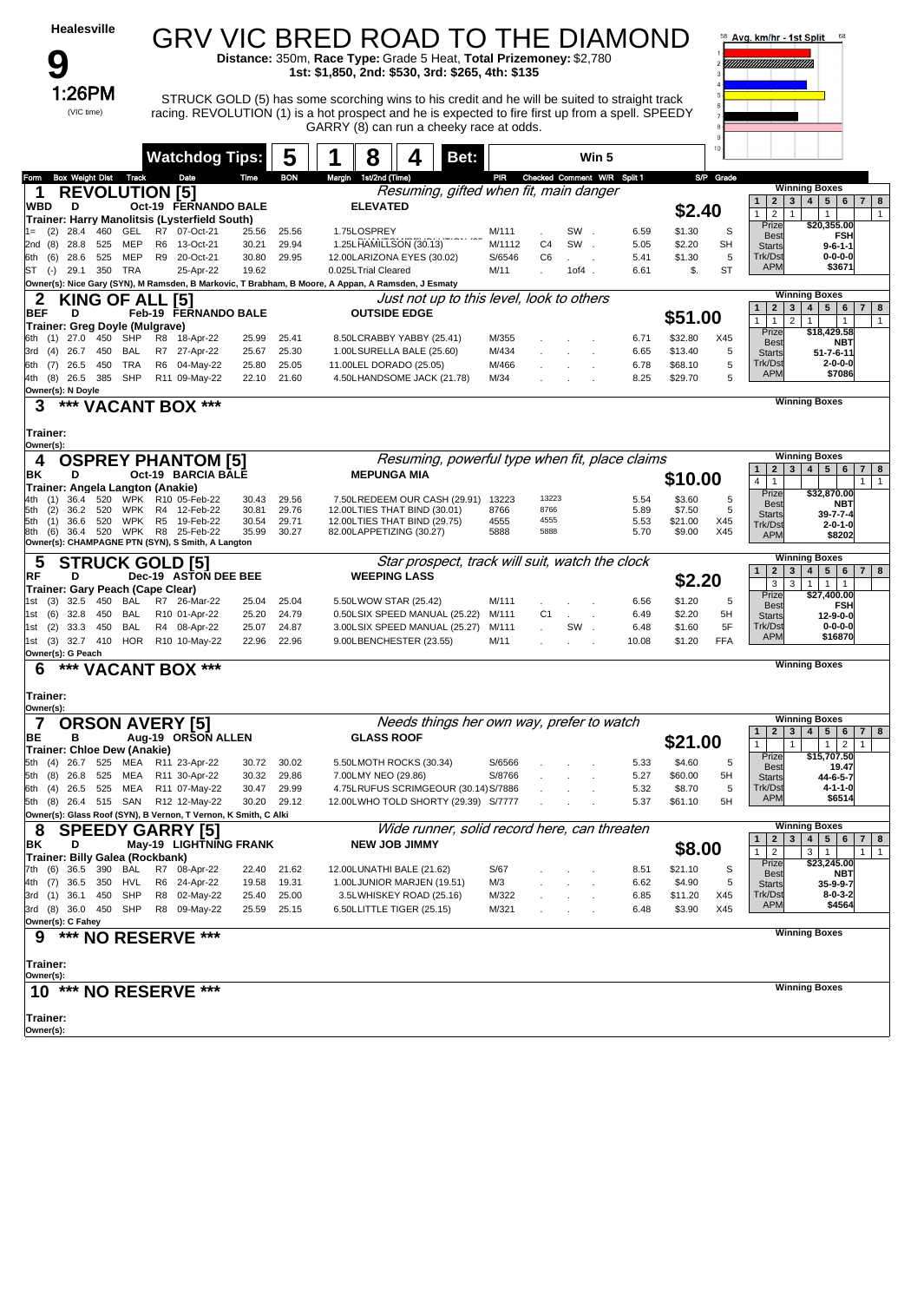# Healesville

## 9

**1:26PM** (VIC time)

# GRV VIC BRED ROAD TO THE DIAMOND

**Distance:** 350m, **Race Type:** Grade 5 Heat, **Total Prizemoney:** $2,780
**1st: $1,850, 2nd: $530, 3rd: $265, 4th: $135**

STRUCK GOLD (5) has some scorching wins to his credit and he will be suited to straight track racing. REVOLUTION (1) is a hot prospect and he is expected to fire first up from a spell. SPEEDY GARRY (8) can run a cheeky race at odds.

**Watchdog Tips:** 5 - 1 - 8 - 4 **Bet:** Win 5

Avg. km/hr - 1st Split (58 – 68)

---

### 1 REVOLUTION [5]
*Resuming, gifted when fit, main danger*

WBD D Oct-19 FERNANDO BALE — ELEVATED — **$2.40**
Trainer: Harry Manolitsis (Lysterfield South)

| Form | Box | Weight | Dist | Track | | Date | Time | BON | Margin 1st/2nd (Time) | PIR | Checked | Comment | W/R | Split 1 | S/P | Grade |
|---|---|---|---|---|---|---|---|---|---|---|---|---|---|---|---|---|
| 1= | (2) | 28.4 | 460 | GEL | R7 | 07-Oct-21 | 25.56 | 25.56 | 1.75LOSPREY | M/111 | | SW | | 6.59 | $1.30 | S |
| 2nd | (8) | 28.8 | 525 | MEP | R6 | 13-Oct-21 | 30.21 | 29.94 | 1.25LHAMILLSON (30.13) | M/1112 | C4 | SW | | 5.05 | $2.20 | SH |
| 6th | (6) | 28.6 | 525 | MEP | R9 | 20-Oct-21 | 30.80 | 29.95 | 12.00LARIZONA EYES (30.02) | S/6546 | C6 | | | 5.41 | $1.30 | 5 |
| ST | (-) | 29.1 | 350 | TRA | | 25-Apr-22 | 19.62 | | 0.025LTrial Cleared | M/11 | | 1of4 | | 6.61 | $. | ST |

Owner(s): Nice Gary (SYN), M Ramsden, B Markovic, T Brabham, B Moore, A Appan, A Ramsden, J Esmaty

Winning Boxes: 1: 1, 2: 2, 3: 1, 5: 1, 8: 1 — Prize $20,355.00 — Best FSH — Starts 9-6-1-1 — Trk/Dst 0-0-0-0 — APM $3671

---

### 2 KING OF ALL [5]
*Just not up to this level, look to others*

BEF D Feb-19 FERNANDO BALE — OUTSIDE EDGE — **$51.00**
Trainer: Greg Doyle (Mulgrave)

| Form | Box | Weight | Dist | Track | | Date | Time | BON | Margin 1st/2nd (Time) | PIR | Checked | Comment | W/R | Split 1 | S/P | Grade |
|---|---|---|---|---|---|---|---|---|---|---|---|---|---|---|---|---|
| 6th | (1) | 27.0 | 450 | SHP | R8 | 18-Apr-22 | 25.99 | 25.41 | 8.50LCRABBY YABBY (25.41) | M/355 | | | | 6.71 | $32.80 | X45 |
| 3rd | (4) | 26.7 | 450 | BAL | R7 | 27-Apr-22 | 25.67 | 25.30 | 1.00LSURELLA BALE (25.60) | M/434 | | | | 6.65 | $13.40 | 5 |
| 6th | (7) | 26.5 | 450 | TRA | R6 | 04-May-22 | 25.80 | 25.05 | 11.00LEL DORADO (25.05) | M/466 | | | | 6.78 | $68.10 | 5 |
| 4th | (8) | 26.5 | 385 | SHP | R11 | 09-May-22 | 22.10 | 21.60 | 4.50LHANDSOME JACK (21.78) | M/34 | | | | 8.25 | $29.70 | 5 |

Owner(s): N Doyle

Winning Boxes: 1: 1, 2: 1, 3: 2, 4: 1, 6: 1, 8: 1 — Prize $18,429.58 — Best NBT — Starts 51-7-6-11 — Trk/Dst 2-0-0-0 — APM $7086

---

### 3 *** VACANT BOX ***

Trainer:
Owner(s):

---

### 4 OSPREY PHANTOM [5]
*Resuming, powerful type when fit, place claims*

BK D Oct-19 BARCIA BALE — MEPUNGA MIA — **$10.00**
Trainer: Angela Langton (Anakie)

| Form | Box | Weight | Dist | Track | | Date | Time | BON | Margin 1st/2nd (Time) | PIR | Checked | Comment | W/R | Split 1 | S/P | Grade |
|---|---|---|---|---|---|---|---|---|---|---|---|---|---|---|---|---|
| 4th | (1) | 36.4 | 520 | WPK | R10 | 05-Feb-22 | 30.43 | 29.56 | 7.50LREDEEM OUR CASH (29.91) | 13223 | 13223 | | | 5.54 | $3.60 | 5 |
| 5th | (2) | 36.2 | 520 | WPK | R4 | 12-Feb-22 | 30.81 | 29.76 | 12.00LTIES THAT BIND (30.01) | 8766 | 8766 | | | 5.89 | $7.50 | 5 |
| 5th | (1) | 36.6 | 520 | WPK | R5 | 19-Feb-22 | 30.54 | 29.71 | 12.00LTIES THAT BIND (29.75) | 4555 | 4555 | | | 5.53 | $21.00 | X45 |
| 8th | (6) | 36.4 | 520 | WPK | R8 | 25-Feb-22 | 35.99 | 30.27 | 82.00LAPPETIZING (30.27) | 5888 | 5888 | | | 5.70 | $9.00 | X45 |

Owner(s): CHAMPAGNE PTN (SYN), S Smith, A Langton

Winning Boxes: 1: 4, 2: 1, 7: 1, 8: 1 — Prize $32,870.00 — Best NBT — Starts 39-7-7-4 — Trk/Dst 2-0-1-0 — APM $8202

---

### 5 STRUCK GOLD [5]
*Star prospect, track will suit, watch the clock*

RF D Dec-19 ASTON DEE BEE — WEEPING LASS — **$2.20**
Trainer: Gary Peach (Cape Clear)

| Form | Box | Weight | Dist | Track | | Date | Time | BON | Margin 1st/2nd (Time) | PIR | Checked | Comment | W/R | Split 1 | S/P | Grade |
|---|---|---|---|---|---|---|---|---|---|---|---|---|---|---|---|---|
| 1st | (3) | 32.5 | 450 | BAL | R7 | 26-Mar-22 | 25.04 | 25.04 | 5.50LWOW STAR (25.42) | M/111 | | | | 6.56 | $1.20 | 5 |
| 1st | (6) | 32.8 | 450 | BAL | R10 | 01-Apr-22 | 25.20 | 24.79 | 0.50LSIX SPEED MANUAL (25.22) | M/111 | C1 | | | 6.49 | $2.20 | 5H |
| 1st | (2) | 33.3 | 450 | BAL | R4 | 08-Apr-22 | 25.07 | 24.87 | 3.00LSIX SPEED MANUAL (25.27) | M/111 | | SW | | 6.48 | $1.60 | 5F |
| 1st | (3) | 32.7 | 410 | HOR | R10 | 10-May-22 | 22.96 | 22.96 | 9.00LBENCHESTER (23.55) | M/11 | | | | 10.08 | $1.20 | FFA |

Owner(s): G Peach

Winning Boxes: 2: 3, 3: 3, 4: 1, 5: 1, 6: 1 — Prize $27,400.00 — Best FSH — Starts 12-9-0-0 — Trk/Dst 0-0-0-0 — APM $16870

---

### 6 *** VACANT BOX ***

Trainer:
Owner(s):

---

### 7 ORSON AVERY [5]
*Needs things her own way, prefer to watch*

BE B Aug-19 ORSON ALLEN — GLASS ROOF — **$21.00**
Trainer: Chloe Dew (Anakie)

| Form | Box | Weight | Dist | Track | | Date | Time | BON | Margin 1st/2nd (Time) | PIR | Checked | Comment | W/R | Split 1 | S/P | Grade |
|---|---|---|---|---|---|---|---|---|---|---|---|---|---|---|---|---|
| 5th | (4) | 26.7 | 525 | MEA | R11 | 23-Apr-22 | 30.72 | 30.02 | 5.50LMOTH ROCKS (30.34) | S/6566 | | | | 5.33 | $4.60 | 5 |
| 5th | (8) | 26.8 | 525 | MEA | R11 | 30-Apr-22 | 30.32 | 29.86 | 7.00LMY NEO (29.86) | S/8766 | | | | 5.27 | $60.00 | 5H |
| 6th | (4) | 26.5 | 525 | MEA | R11 | 07-May-22 | 30.47 | 29.99 | 4.75LRUFUS SCRIMGEOUR (30.14) | S/7886 | | | | 5.32 | $8.70 | 5 |
| 5th | (8) | 26.4 | 515 | SAN | R12 | 12-May-22 | 30.20 | 29.12 | 12.00LWHO TOLD SHORTY (29.39) | S/7777 | | | | 5.37 | $61.10 | 5H |

Owner(s): Glass Roof (SYN), B Vernon, T Vernon, K Smith, C Alki

Winning Boxes: 1: 1, 3: 1, 5: 1, 6: 2, 7: 1 — Prize $15,707.50 — Best 19.47 — Starts 44-6-5-7 — Trk/Dst 4-1-1-0 — APM $6514

---

### 8 SPEEDY GARRY [5]
*Wide runner, solid record here, can threaten*

BK D May-19 LIGHTNING FRANK — NEW JOB JIMMY — **$8.00**
Trainer: Billy Galea (Rockbank)

| Form | Box | Weight | Dist | Track | | Date | Time | BON | Margin 1st/2nd (Time) | PIR | Checked | Comment | W/R | Split 1 | S/P | Grade |
|---|---|---|---|---|---|---|---|---|---|---|---|---|---|---|---|---|
| 7th | (6) | 36.5 | 390 | BAL | R7 | 08-Apr-22 | 22.40 | 21.62 | 12.00LUNATHI BALE (21.62) | S/67 | | | | 8.51 | $21.10 | S |
| 4th | (7) | 36.5 | 350 | HVL | R6 | 24-Apr-22 | 19.58 | 19.31 | 1.00LJUNIOR MARJEN (19.51) | M/3 | | | | 6.62 | $4.90 | 5 |
| 3rd | (1) | 36.1 | 450 | SHP | R8 | 02-May-22 | 25.40 | 25.00 | 3.5LWHISKEY ROAD (25.16) | M/322 | | | | 6.85 | $11.20 | X45 |
| 3rd | (8) | 36.0 | 450 | SHP | R8 | 09-May-22 | 25.59 | 25.15 | 6.50LLITTLE TIGER (25.15) | M/321 | | | | 6.48 | $3.90 | X45 |

Owner(s): C Fahey

Winning Boxes: 1: 1, 2: 2, 4: 3, 5: 1, 7: 1, 8: 1 — Prize $23,245.00 — Best NBT — Starts 35-9-9-7 — Trk/Dst 8-0-3-2 — APM $4564

---

### 9 *** NO RESERVE ***

Trainer:
Owner(s):

---

### 10 *** NO RESERVE ***

Trainer:
Owner(s):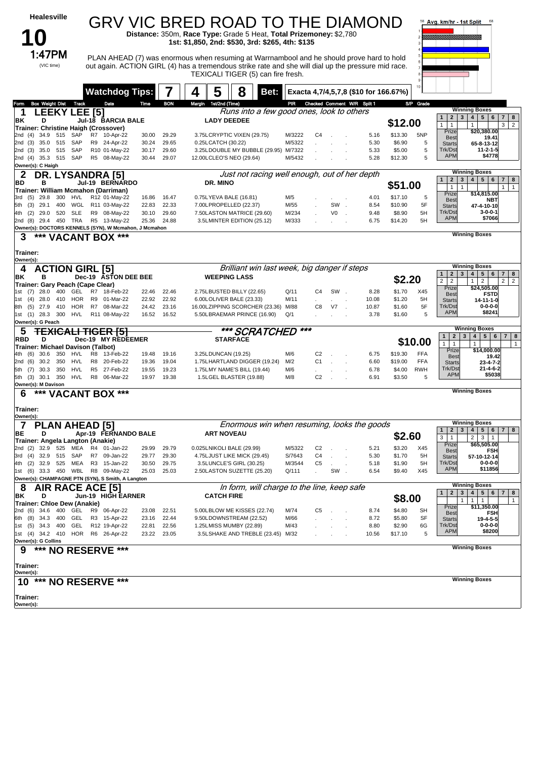# Healesville

## 10

**1:47PM** (VIC time)

# GRV VIC BRED ROAD TO THE DIAMOND

**Distance:** 350m, **Race Type:** Grade 5 Heat, **Total Prizemoney:** $2,780
**1st: $1,850, 2nd: $530, 3rd: $265, 4th: $135**

PLAN AHEAD (7) was enormous when resuming at Warrnambool and he should prove hard to hold out again. ACTION GIRL (4) has a tremendous strike rate and she will dial up the pressure mid race. TEXICALI TIGER (5) can fire fresh.

**Watchdog Tips:** 7 | 4 | 5 | 8 **Bet:** Exacta 4,7/4,5,7,8 ($10 for 166.67%)

Avg. km/hr - 1st Split

---

### 1 LEEKY LEE [5] — $12.00

*Runs into a few good ones, look to others*

BK D Jul-18 BARCIA BALE — LADY DEEDEE
Trainer: Christine Haigh (Crossover)
Owner(s): C Haigh

| Form | Box | Weight | Dist | Track | Race | Date | Time | BON | Margin | 1st/2nd (Time) | PIR | Checked | Comment | W/R | Split 1 | S/P | Grade |
|---|---|---|---|---|---|---|---|---|---|---|---|---|---|---|---|---|---|
| 2nd | (4) | 34.9 | 515 | SAP | R7 | 10-Apr-22 | 30.00 | 29.29 | 3.75L | CRYPTIC VIXEN (29.75) | M/3222 | C4 | | | 5.16 | $13.30 | 5NP |
| 2nd | (3) | 35.0 | 515 | SAP | R9 | 24-Apr-22 | 30.24 | 29.65 | 0.25L | CATCH (30.22) | M/5322 | | | | 5.30 | $6.90 | 5 |
| 2nd | (3) | 35.0 | 515 | SAP | R10 | 01-May-22 | 30.17 | 29.60 | 3.25L | DOUBLE MY BUBBLE (29.95) | M/7322 | | | | 5.33 | $5.00 | 5 |
| 2nd | (4) | 35.3 | 515 | SAP | R5 | 08-May-22 | 30.44 | 29.07 | 12.00L | CLEO'S NEO (29.64) | M/5432 | | | | 5.28 | $12.30 | 5 |

Winning Boxes: 1: 1, 2: 1, 4: 1, 7: 3, 8: 2
Prize $20,380.00 | Best 19.41 | Starts 65-8-13-12 | Trk/Dst 11-2-1-5 | APM $4778

---

### 2 DR. LYSANDRA [5] — $51.00

*Just not racing well enough, out of her depth*

BD B Jul-19 BERNARDO — DR. MINO
Trainer: William Mcmahon (Darriman)
Owner(s): DOCTORS KENNELS (SYN), W Mcmahon, J Mcmahon

| Form | Box | Weight | Dist | Track | Race | Date | Time | BON | Margin | 1st/2nd (Time) | PIR | Checked | Comment | W/R | Split 1 | S/P | Grade |
|---|---|---|---|---|---|---|---|---|---|---|---|---|---|---|---|---|---|
| 3rd | (5) | 29.8 | 300 | HVL | R12 | 01-May-22 | 16.86 | 16.47 | 0.75L | YEVA BALE (16.81) | M/5 | | | | 4.01 | $17.10 | 5 |
| 5th | (3) | 29.1 | 400 | WGL | R11 | 03-May-22 | 22.83 | 22.33 | 7.00L | PROPELLED (22.37) | M/55 | | SW | | 8.54 | $10.90 | 5F |
| 4th | (2) | 29.0 | 520 | SLE | R9 | 08-May-22 | 30.10 | 29.60 | 7.50L | ASTON MATRICE (29.60) | M/234 | | V0 | | 9.48 | $8.90 | 5H |
| 2nd | (8) | 29.4 | 450 | TRA | R5 | 13-May-22 | 25.36 | 24.88 | 3.5L | MINTER EDITION (25.12) | M/333 | | | | 6.75 | $14.20 | 5H |

Winning Boxes: 2: 1, 3: 1, 7: 1, 8: 1
Prize $14,815.00 | Best NBT | Starts 47-4-10-10 | Trk/Dst 3-0-0-1 | APM $7066

---

### 3 *** VACANT BOX ***

Trainer:
Owner(s):

---

### 4 ACTION GIRL [5] — $2.20

*Brilliant win last week, big danger if steps*

BK B Dec-19 ASTON DEE BEE — WEEPING LASS
Trainer: Gary Peach (Cape Clear)
Owner(s): G Peach

| Form | Box | Weight | Dist | Track | Race | Date | Time | BON | Margin | 1st/2nd (Time) | PIR | Checked | Comment | W/R | Split 1 | S/P | Grade |
|---|---|---|---|---|---|---|---|---|---|---|---|---|---|---|---|---|---|
| 1st | (7) | 28.0 | 400 | GEL | R7 | 18-Feb-22 | 22.46 | 22.46 | 2.75L | BUSTED BILLY (22.65) | Q/11 | C4 | SW | | 8.28 | $1.70 | X45 |
| 1st | (4) | 28.0 | 410 | HOR | R9 | 01-Mar-22 | 22.92 | 22.92 | 6.00L | OLIVER BALE (23.33) | M/11 | | | | 10.08 | $1.20 | 5H |
| 8th | (5) | 27.9 | 410 | HOR | R7 | 08-Mar-22 | 24.42 | 23.16 | 16.00L | ZIPPING SCORCHER (23.36) | M/88 | C8 | V7 | | 10.87 | $1.60 | 5F |
| 1st | (1) | 28.3 | 300 | HVL | R11 | 08-May-22 | 16.52 | 16.52 | 5.50L | BRAEMAR PRINCE (16.90) | Q/1 | | | | 3.78 | $1.60 | 5 |

Winning Boxes: 1: 2, 2: 2, 4: 1, 5: 2, 7: 2, 8: 2
Prize $24,505.00 | Best FSTD | Starts 14-11-1-0 | Trk/Dst 0-0-0-0 | APM $8241

---

### 5 ~~TEXICALI TIGER [5]~~ — *** SCRATCHED *** — $10.00

RBD D Dec-19 MY REDEEMER — STARFACE
Trainer: Michael Davison (Talbot)
Owner(s): M Davison

| Form | Box | Weight | Dist | Track | Race | Date | Time | BON | Margin | 1st/2nd (Time) | PIR | Checked | Comment | W/R | Split 1 | S/P | Grade |
|---|---|---|---|---|---|---|---|---|---|---|---|---|---|---|---|---|---|
| 4th | (6) | 30.6 | 350 | HVL | R8 | 13-Feb-22 | 19.48 | 19.16 | 3.25L | DUNCAN (19.25) | M/6 | C2 | | | 6.75 | $19.30 | FFA |
| 2nd | (6) | 30.2 | 350 | HVL | R8 | 20-Feb-22 | 19.36 | 19.04 | 1.75L | HARTLAND DIGGER (19.24) | M/2 | C1 | | | 6.60 | $19.00 | FFA |
| 5th | (7) | 30.3 | 350 | HVL | R5 | 27-Feb-22 | 19.55 | 19.23 | 1.75L | MY NAME'S BILL (19.44) | M/6 | | | | 6.78 | $4.00 | RWH |
| 5th | (3) | 30.1 | 350 | HVL | R8 | 06-Mar-22 | 19.97 | 19.38 | 1.5L | GEL BLASTER (19.88) | M/8 | C2 | | | 6.91 | $3.50 | 5 |

Winning Boxes: 1: 1, 2: 1, 4: 1, 8: 1
Prize $14,000.00 | Best 19.42 | Starts 23-4-7-2 | Trk/Dst 21-4-6-2 | APM $5038

---

### 6 *** VACANT BOX ***

Trainer:
Owner(s):

---

### 7 PLAN AHEAD [5] — $2.60

*Enormous win when resuming, looks the goods*

BE D Apr-19 FERNANDO BALE — ART NOUVEAU
Trainer: Angela Langton (Anakie)
Owner(s): CHAMPAGNE PTN (SYN), S Smith, A Langton

| Form | Box | Weight | Dist | Track | Race | Date | Time | BON | Margin | 1st/2nd (Time) | PIR | Checked | Comment | W/R | Split 1 | S/P | Grade |
|---|---|---|---|---|---|---|---|---|---|---|---|---|---|---|---|---|---|
| 2nd | (2) | 32.9 | 525 | MEA | R4 | 01-Jan-22 | 29.99 | 29.79 | 0.025L | NIKOLI BALE (29.99) | M/5322 | C2 | | | 5.21 | $3.20 | X45 |
| 3rd | (4) | 32.9 | 515 | SAP | R7 | 09-Jan-22 | 29.77 | 29.30 | 4.75L | JUST LIKE MICK (29.45) | S/7643 | C4 | | | 5.30 | $1.70 | 5H |
| 4th | (2) | 32.9 | 525 | MEA | R3 | 15-Jan-22 | 30.50 | 29.75 | 3.5L | UNCLE'S GIRL (30.25) | M/3544 | C5 | | | 5.18 | $1.90 | 5H |
| 1st | (6) | 33.3 | 450 | WBL | R8 | 09-May-22 | 25.03 | 25.03 | 2.50L | ASTON SUZETTE (25.20) | Q/111 | | SW | | 6.54 | $9.40 | X45 |

Winning Boxes: 1: 3, 2: 1, 4: 2, 5: 3, 6: 1
Prize $65,505.00 | Best FSH | Starts 57-10-12-14 | Trk/Dst 0-0-0-0 | APM $11856

---

### 8 AIR RACE ACE [5] — $8.00

*In form, will charge to the line, keep safe*

BK D Jun-19 HIGH EARNER — CATCH FIRE
Trainer: Chloe Dew (Anakie)
Owner(s): G Collins

| Form | Box | Weight | Dist | Track | Race | Date | Time | BON | Margin | 1st/2nd (Time) | PIR | Checked | Comment | W/R | Split 1 | S/P | Grade |
|---|---|---|---|---|---|---|---|---|---|---|---|---|---|---|---|---|---|
| 2nd | (6) | 34.6 | 400 | GEL | R9 | 06-Apr-22 | 23.08 | 22.51 | 5.00L | BLOW ME KISSES (22.74) | M/74 | C5 | | | 8.74 | $4.80 | SH |
| 6th | (8) | 34.3 | 400 | GEL | R3 | 15-Apr-22 | 23.16 | 22.44 | 9.50L | DOWNSTREAM (22.52) | M/66 | | | | 8.72 | $5.80 | SF |
| 1st | (5) | 34.3 | 400 | GEL | R12 | 19-Apr-22 | 22.81 | 22.56 | 1.25L | MISS MUMBY (22.89) | M/43 | | | | 8.80 | $2.90 | 6G |
| 1st | (4) | 34.2 | 410 | HOR | R6 | 26-Apr-22 | 23.22 | 23.05 | 3.5L | SHAKE AND TREBLE (23.45) | M/32 | | | | 10.56 | $17.10 | 5 |

Winning Boxes: 3: 1, 4: 1, 5: 1, 8: 1
Prize $11,350.00 | Best FSH | Starts 19-4-5-5 | Trk/Dst 0-0-0-0 | APM $8200

---

### 9 *** NO RESERVE ***

Trainer:
Owner(s):

---

### 10 *** NO RESERVE ***

Trainer:
Owner(s):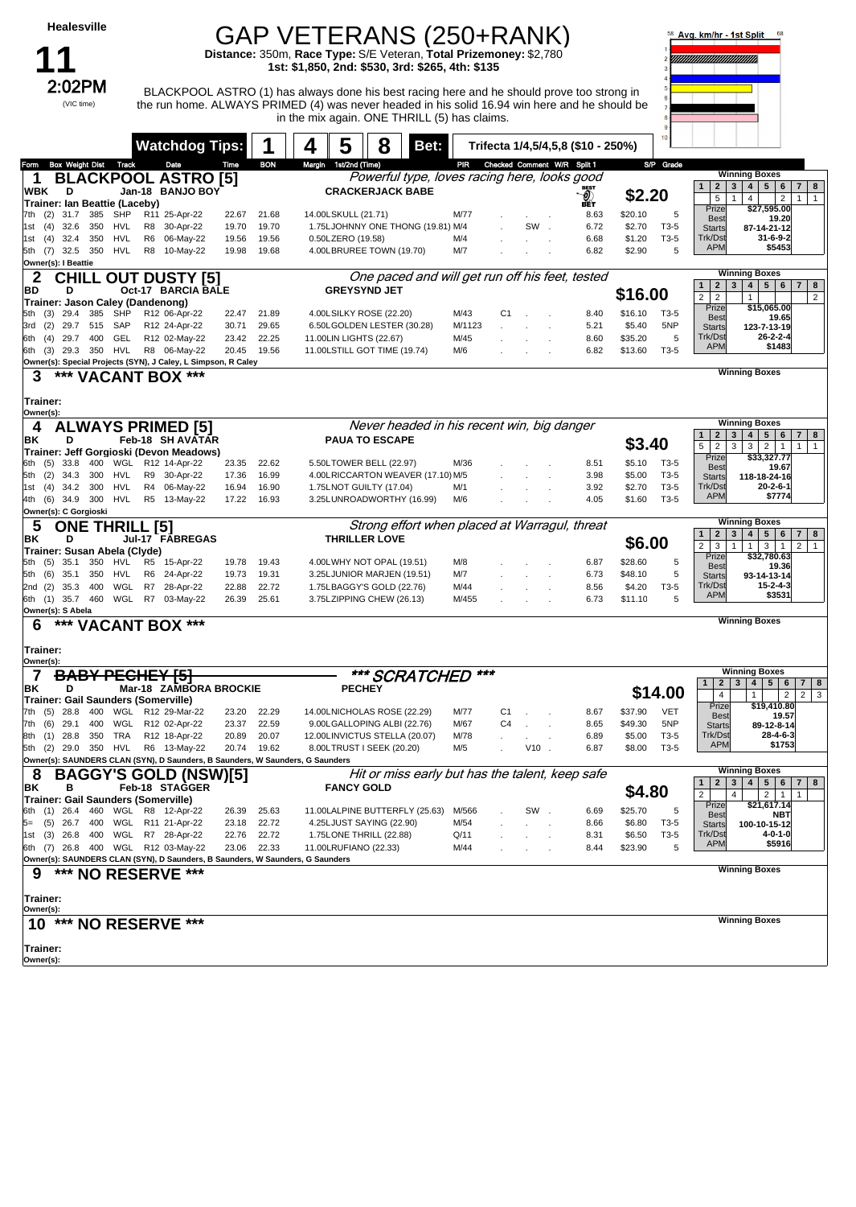# Healesville

## 11 — 2:02PM (VIC time)

# GAP VETERANS (250+RANK)

**Distance:** 350m, **Race Type:** S/E Veteran, **Total Prizemoney:** $2,780
**1st: $1,850, 2nd: $530, 3rd: $265, 4th: $135**

BLACKPOOL ASTRO (1) has always done his best racing here and he should prove too strong in the run home. ALWAYS PRIMED (4) was never headed in his solid 16.94 win here and he should be in the mix again. ONE THRILL (5) has claims.

**Watchdog Tips:** 1 4 5 8 **Bet:** Trifecta 1/4,5/4,5,8 ($10 - 250%)

Avg. km/hr - 1st Split: 58–68

---

### 1 BLACKPOOL ASTRO [5]

*Powerful type, loves racing here, looks good*

WBK D Jan-18 BANJO BOY — CRACKERJACK BABE — BEST BET — **$2.20**

Trainer: Ian Beattie (Laceby)

| Form | Box | Weight | Dist | Track | Race | Date | Time | BON | Margin | 1st/2nd (Time) | PIR | Checked | Comment | W/R | Split 1 | S/P | Grade |
|---|---|---|---|---|---|---|---|---|---|---|---|---|---|---|---|---|---|
| 7th | (2) | 31.7 | 385 | SHP | R11 | 25-Apr-22 | 22.67 | 21.68 | 14.00 | LSKULL (21.71) | M/77 | | | | 8.63 | $20.10 | 5 |
| 1st | (4) | 32.6 | 350 | HVL | R8 | 30-Apr-22 | 19.70 | 19.70 | 1.75 | LJOHNNY ONE THONG (19.81) | M/4 | | SW | | 6.72 | $2.70 | T3-5 |
| 1st | (4) | 32.4 | 350 | HVL | R6 | 06-May-22 | 19.56 | 19.56 | 0.50 | LZERO (19.58) | M/4 | | | | 6.68 | $1.20 | T3-5 |
| 5th | (7) | 32.5 | 350 | HVL | R8 | 10-May-22 | 19.98 | 19.68 | 4.00 | LBRUREE TOWN (19.70) | M/7 | | | | 6.82 | $2.90 | 5 |

Owner(s): I Beattie

Winning Boxes: 1: 5 | 2: 1 | 3: 4 | 4: | 5: | 6: 2 | 7: 1 | 8: 1
Prize $27,595.00 | Best 19.20 | Starts 87-14-21-12 | Trk/Dst 31-6-9-2 | APM $5453

---

### 2 CHILL OUT DUSTY [5]

*One paced and will get run off his feet, tested*

BD D Oct-17 BARCIA BALE — GREYSYND JET — **$16.00**

Trainer: Jason Caley (Dandenong)

| Form | Box | Weight | Dist | Track | Race | Date | Time | BON | Margin | 1st/2nd (Time) | PIR | Checked | Comment | W/R | Split 1 | S/P | Grade |
|---|---|---|---|---|---|---|---|---|---|---|---|---|---|---|---|---|---|
| 5th | (3) | 29.4 | 385 | SHP | R12 | 06-Apr-22 | 22.47 | 21.89 | 4.00 | LSILKY ROSE (22.20) | M/43 | C1 | | | 8.40 | $16.10 | T3-5 |
| 3rd | (2) | 29.7 | 515 | SAP | R12 | 24-Apr-22 | 30.71 | 29.65 | 6.50 | LGOLDEN LESTER (30.28) | M/1123 | | | | 5.21 | $5.40 | 5NP |
| 6th | (4) | 29.7 | 400 | GEL | R12 | 02-May-22 | 23.42 | 22.25 | 11.00 | LIN LIGHTS (22.67) | M/45 | | | | 8.60 | $35.20 | 5 |
| 6th | (3) | 29.3 | 350 | HVL | R8 | 06-May-22 | 20.45 | 19.56 | 11.00 | LSTILL GOT TIME (19.74) | M/6 | | | | 6.82 | $13.60 | T3-5 |

Owner(s): Special Projects (SYN), J Caley, L Simpson, R Caley

Winning Boxes: 1: 2 | 2: 2 | 3: | 4: 1 | 5: | 6: | 7: | 8: 2
Prize $15,065.00 | Best 19.65 | Starts 123-7-13-19 | Trk/Dst 26-2-2-4 | APM $1483

---

### 3 *** VACANT BOX ***

Trainer:
Owner(s):

---

### 4 ALWAYS PRIMED [5]

*Never headed in his recent win, big danger*

BK D Feb-18 SH AVATAR — PAUA TO ESCAPE — **$3.40**

Trainer: Jeff Gorgioski (Devon Meadows)

| Form | Box | Weight | Dist | Track | Race | Date | Time | BON | Margin | 1st/2nd (Time) | PIR | Checked | Comment | W/R | Split 1 | S/P | Grade |
|---|---|---|---|---|---|---|---|---|---|---|---|---|---|---|---|---|---|
| 6th | (5) | 33.8 | 400 | WGL | R12 | 14-Apr-22 | 23.35 | 22.62 | 5.50 | LTOWER BELL (22.97) | M/36 | | | | 8.51 | $5.10 | T3-5 |
| 5th | (2) | 34.3 | 300 | HVL | R9 | 30-Apr-22 | 17.36 | 16.99 | 4.00 | LRICCARTON WEAVER (17.10) | M/5 | | | | 3.98 | $5.00 | T3-5 |
| 1st | (4) | 34.2 | 300 | HVL | R4 | 06-May-22 | 16.94 | 16.90 | 1.75 | LNOT GUILTY (17.04) | M/1 | | | | 3.92 | $2.70 | T3-5 |
| 4th | (6) | 34.9 | 300 | HVL | R5 | 13-May-22 | 17.22 | 16.93 | 3.25 | LUNROADWORTHY (16.99) | M/6 | | | | 4.05 | $1.60 | T3-5 |

Owner(s): C Gorgioski

Winning Boxes: 1: 5 | 2: 2 | 3: 3 | 4: 3 | 5: 2 | 6: 1 | 7: 1 | 8: 1
Prize $33,327.77 | Best 19.67 | Starts 118-18-24-16 | Trk/Dst 20-2-6-1 | APM $7774

---

### 5 ONE THRILL [5]

*Strong effort when placed at Warragul, threat*

BK D Jul-17 FABREGAS — THRILLER LOVE — **$6.00**

Trainer: Susan Abela (Clyde)

| Form | Box | Weight | Dist | Track | Race | Date | Time | BON | Margin | 1st/2nd (Time) | PIR | Checked | Comment | W/R | Split 1 | S/P | Grade |
|---|---|---|---|---|---|---|---|---|---|---|---|---|---|---|---|---|---|
| 5th | (5) | 35.1 | 350 | HVL | R5 | 15-Apr-22 | 19.78 | 19.43 | 4.00 | LWHY NOT OPAL (19.51) | M/8 | | | | 6.87 | $28.60 | 5 |
| 5th | (6) | 35.1 | 350 | HVL | R6 | 24-Apr-22 | 19.73 | 19.31 | 3.25 | LJUNIOR MARJEN (19.51) | M/7 | | | | 6.73 | $48.10 | 5 |
| 2nd | (2) | 35.3 | 400 | WGL | R7 | 28-Apr-22 | 22.88 | 22.72 | 1.75 | LBAGGY'S GOLD (22.76) | M/44 | | | | 8.56 | $4.20 | T3-5 |
| 6th | (1) | 35.7 | 460 | WGL | R7 | 03-May-22 | 26.39 | 25.61 | 3.75 | LZIPPING CHEW (26.13) | M/455 | | | | 6.73 | $11.10 | 5 |

Owner(s): S Abela

Winning Boxes: 1: 2 | 2: 3 | 3: 1 | 4: 1 | 5: 3 | 6: 1 | 7: 2 | 8: 1
Prize $32,780.63 | Best 19.36 | Starts 93-14-13-14 | Trk/Dst 15-2-4-3 | APM $3531

---

### 6 *** VACANT BOX ***

Trainer:
Owner(s):

---

### 7 ~~BABY PECHEY [5]~~ *** SCRATCHED ***

BK D Mar-18 ZAMBORA BROCKIE — PECHEY — **$14.00**

Trainer: Gail Saunders (Somerville)

| Form | Box | Weight | Dist | Track | Race | Date | Time | BON | Margin | 1st/2nd (Time) | PIR | Checked | Comment | W/R | Split 1 | S/P | Grade |
|---|---|---|---|---|---|---|---|---|---|---|---|---|---|---|---|---|---|
| 7th | (5) | 28.8 | 400 | WGL | R12 | 29-Mar-22 | 23.20 | 22.29 | 14.00 | LNICHOLAS ROSE (22.29) | M/77 | C1 | | | 8.67 | $37.90 | VET |
| 7th | (6) | 29.1 | 400 | WGL | R12 | 02-Apr-22 | 23.37 | 22.59 | 9.00 | LGALLOPING ALBI (22.76) | M/67 | C4 | | | 8.65 | $49.30 | 5NP |
| 8th | (1) | 28.8 | 350 | TRA | R12 | 18-Apr-22 | 20.89 | 20.07 | 12.00 | LINVICTUS STELLA (20.07) | M/78 | | | | 6.89 | $5.00 | T3-5 |
| 5th | (2) | 29.0 | 350 | HVL | R6 | 13-May-22 | 20.74 | 19.62 | 8.00 | LTRUST I SEEK (20.20) | M/5 | | V10 | | 6.87 | $8.00 | T3-5 |

Owner(s): SAUNDERS CLAN (SYN), G Saunders, B Saunders, W Saunders, G Saunders

Winning Boxes: 1: 4 | 2: | 3: 1 | 4: | 5: | 6: 2 | 7: 2 | 8: 3
Prize $19,410.80 | Best 19.57 | Starts 89-12-8-14 | Trk/Dst 28-4-6-3 | APM $1753

---

### 8 BAGGY'S GOLD (NSW)[5]

*Hit or miss early but has the talent, keep safe*

BK B Feb-18 STAGGER — FANCY GOLD — **$4.80**

Trainer: Gail Saunders (Somerville)

| Form | Box | Weight | Dist | Track | Race | Date | Time | BON | Margin | 1st/2nd (Time) | PIR | Checked | Comment | W/R | Split 1 | S/P | Grade |
|---|---|---|---|---|---|---|---|---|---|---|---|---|---|---|---|---|---|
| 6th | (1) | 26.4 | 460 | WGL | R8 | 12-Apr-22 | 26.39 | 25.63 | 11.00 | LALPINE BUTTERFLY (25.63) | M/566 | | SW | | 6.69 | $25.70 | 5 |
| 5= | (5) | 26.7 | 400 | WGL | R11 | 21-Apr-22 | 23.18 | 22.72 | 4.25 | LJUST SAYING (22.90) | M/54 | | | | 8.66 | $6.80 | T3-5 |
| 1st | (3) | 26.8 | 400 | WGL | R7 | 28-Apr-22 | 22.76 | 22.72 | 1.75 | LONE THRILL (22.88) | Q/11 | | | | 8.31 | $6.50 | T3-5 |
| 6th | (7) | 26.8 | 400 | WGL | R12 | 03-May-22 | 23.06 | 22.33 | 11.00 | LRUFIANO (22.33) | M/44 | | | | 8.44 | $23.90 | 5 |

Owner(s): SAUNDERS CLAN (SYN), G Saunders, B Saunders, W Saunders, G Saunders

Winning Boxes: 1: 2 | 2: | 3: 4 | 4: | 5: | 6: 2 | 7: 1 | 8: 1
Prize $21,617.14 | Best NBT | Starts 100-10-15-12 | Trk/Dst 4-0-1-0 | APM $5916

---

### 9 *** NO RESERVE ***

Trainer:
Owner(s):

---

### 10 *** NO RESERVE ***

Trainer:
Owner(s):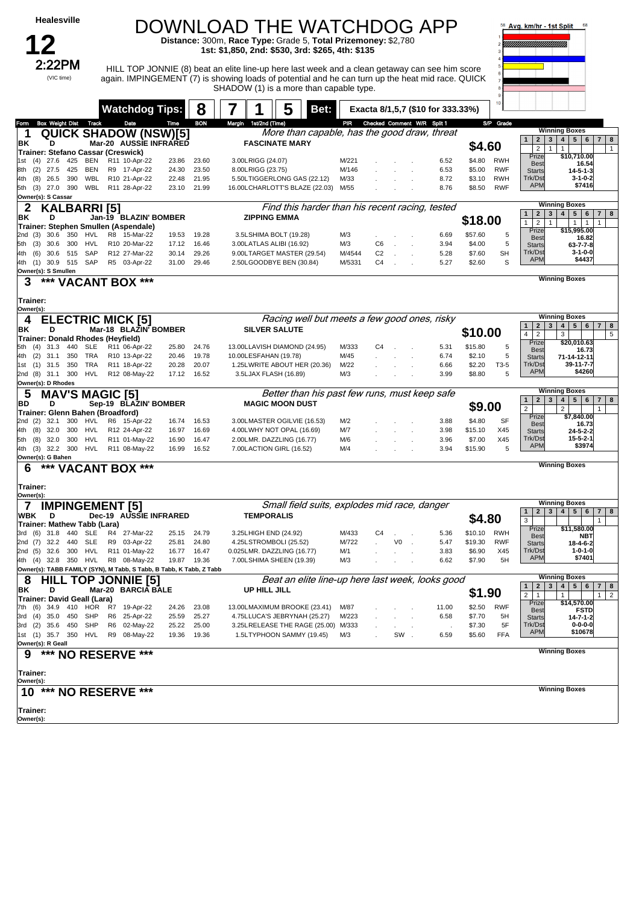**Healesville**

# 12

**2:22PM** (VIC time)

# DOWNLOAD THE WATCHDOG APP

**Distance:** 300m, **Race Type:** Grade 5, **Total Prizemoney:** $2,780
**1st: $1,850, 2nd: $530, 3rd: $265, 4th: $135**

HILL TOP JONNIE (8) beat an elite line-up here last week and a clean getaway can see him score again. IMPINGEMENT (7) is showing loads of potential and he can turn up the heat mid race. QUICK SHADOW (1) is a more than capable type.

Avg. km/hr - 1st Split 58 68

**Watchdog Tips:** 8 7 1 5 **Bet:** Exacta 8/1,5,7 ($10 for 333.33%)

## 1 QUICK SHADOW (NSW)[5]

BK D Mar-20 AUSSIE INFRARED — FASCINATE MARY

*More than capable, has the good draw, threat*

**$4.60**

Trainer: Stefano Cassar (Creswick)

| Form | Box | Weight | Dist | Track | Race | Date | Time | BON | Margin 1st/2nd (Time) | PIR | Checked | Comment | W/R | Split 1 | S/P | Grade |
|---|---|---|---|---|---|---|---|---|---|---|---|---|---|---|---|---|
| 1st | (4) | 27.6 | 425 | BEN | R11 | 10-Apr-22 | 23.86 | 23.60 | 3.00LRIGG (24.07) | M/221 | . | . | . | 6.52 | $4.80 | RWH |
| 8th | (2) | 27.5 | 425 | BEN | R9 | 17-Apr-22 | 24.30 | 23.50 | 8.00LRIGG (23.75) | M/146 | . | . | . | 6.53 | $5.00 | RWF |
| 4th | (8) | 26.5 | 390 | WBL | R10 | 21-Apr-22 | 22.48 | 21.95 | 5.50LTIGGERLONG GAS (22.12) | M/33 | . | . | . | 8.72 | $3.10 | RWH |
| 5th | (3) | 27.0 | 390 | WBL | R11 | 28-Apr-22 | 23.10 | 21.99 | 16.00LCHARLOTT'S BLAZE (22.03) | M/55 | . | . | . | 8.76 | $8.50 | RWF |

Owner(s): S Cassar

Winning Boxes: 1: 2, 2: 1, 3: 1, 8: 1 — Prize $10,710.00, Best 16.54, Starts 14-5-1-3, Trk/Dst 3-1-0-2, APM $7416

## 2 KALBARRI [5]

BK D Jan-19 BLAZIN' BOMBER — ZIPPING EMMA

*Find this harder than his recent racing, tested*

**$18.00**

Trainer: Stephen Smullen (Aspendale)

| Form | Box | Weight | Dist | Track | Race | Date | Time | BON | Margin 1st/2nd (Time) | PIR | Checked | Comment | W/R | Split 1 | S/P | Grade |
|---|---|---|---|---|---|---|---|---|---|---|---|---|---|---|---|---|
| 2nd | (3) | 30.6 | 350 | HVL | R8 | 15-Mar-22 | 19.53 | 19.28 | 3.5LSHIMA BOLT (19.28) | M/3 | . | . | . | 6.69 | $57.60 | 5 |
| 5th | (3) | 30.6 | 300 | HVL | R10 | 20-Mar-22 | 17.12 | 16.46 | 3.00LATLAS ALIBI (16.92) | M/3 | C6 | . | . | 3.94 | $4.00 | 5 |
| 4th | (6) | 30.6 | 515 | SAP | R12 | 27-Mar-22 | 30.14 | 29.26 | 9.00LTARGET MASTER (29.54) | M/4544 | C2 | . | . | 5.28 | $7.60 | SH |
| 4th | (1) | 30.9 | 515 | SAP | R5 | 03-Apr-22 | 31.00 | 29.46 | 2.50LGOODBYE BEN (30.84) | M/5331 | C4 | . | . | 5.27 | $2.60 | S |

Owner(s): S Smullen

Winning Boxes: 1: 1, 2: 2, 3: 1, 5: 1, 6: 1, 7: 1 — Prize $15,995.00, Best 16.82, Starts 63-7-7-8, Trk/Dst 3-1-0-0, APM $4437

## 3 *** VACANT BOX ***

Trainer:
Owner(s):

Winning Boxes

## 4 ELECTRIC MICK [5]

BK D Mar-18 BLAZIN' BOMBER — SILVER SALUTE

*Racing well but meets a few good ones, risky*

**$10.00**

Trainer: Donald Rhodes (Heyfield)

| Form | Box | Weight | Dist | Track | Race | Date | Time | BON | Margin 1st/2nd (Time) | PIR | Checked | Comment | W/R | Split 1 | S/P | Grade |
|---|---|---|---|---|---|---|---|---|---|---|---|---|---|---|---|---|
| 5th | (4) | 31.3 | 440 | SLE | R11 | 06-Apr-22 | 25.80 | 24.76 | 13.00LLAVISH DIAMOND (24.95) | M/333 | C4 | . | . | 5.31 | $15.80 | 5 |
| 4th | (2) | 31.1 | 350 | TRA | R10 | 13-Apr-22 | 20.46 | 19.78 | 10.00LESFAHAN (19.78) | M/45 | . | . | . | 6.74 | $2.10 | 5 |
| 1st | (1) | 31.5 | 350 | TRA | R11 | 18-Apr-22 | 20.28 | 20.07 | 1.25LWRITE ABOUT HER (20.36) | M/22 | . | . | . | 6.66 | $2.20 | T3-5 |
| 2nd | (8) | 31.1 | 300 | HVL | R12 | 08-May-22 | 17.12 | 16.52 | 3.5LJAX FLASH (16.89) | M/3 | . | . | . | 3.99 | $8.80 | 5 |

Owner(s): D Rhodes

Winning Boxes: 1: 4, 2: 2, 4: 3, 8: 5 — Prize $20,010.63, Best 16.73, Starts 39-11-7-7, Trk/Dst 71-14-12-11, APM $4260

## 5 MAV'S MAGIC [5]

BD D Sep-19 BLAZIN' BOMBER — MAGIC MOON DUST

*Better than his past few runs, must keep safe*

**$9.00**

Trainer: Glenn Bahen (Broadford)

| Form | Box | Weight | Dist | Track | Race | Date | Time | BON | Margin 1st/2nd (Time) | PIR | Checked | Comment | W/R | Split 1 | S/P | Grade |
|---|---|---|---|---|---|---|---|---|---|---|---|---|---|---|---|---|
| 2nd | (2) | 32.1 | 300 | HVL | R6 | 15-Apr-22 | 16.74 | 16.53 | 3.00LMASTER OGILVIE (16.53) | M/2 | . | . | . | 3.88 | $4.80 | SF |
| 4th | (8) | 32.0 | 300 | HVL | R12 | 24-Apr-22 | 16.97 | 16.69 | 4.00LWHY NOT OPAL (16.69) | M/7 | . | . | . | 3.98 | $15.10 | X45 |
| 5th | (8) | 32.0 | 300 | HVL | R11 | 01-May-22 | 16.90 | 16.47 | 2.00LMR. DAZZLING (16.77) | M/6 | . | . | . | 3.96 | $7.00 | X45 |
| 4th | (3) | 32.2 | 300 | HVL | R11 | 08-May-22 | 16.99 | 16.52 | 7.00LACTION GIRL (16.52) | M/4 | . | . | . | 3.94 | $15.90 | 5 |

Owner(s): G Bahen

Winning Boxes: 1: 2, 4: 2, 7: 1 — Prize $7,840.00, Best 16.73, Starts 24-5-2-2, Trk/Dst 15-5-2-1, APM $3974

## 6 *** VACANT BOX ***

Trainer:
Owner(s):

Winning Boxes

## 7 IMPINGEMENT [5]

WBK D Dec-19 AUSSIE INFRARED — TEMPORALIS

*Small field suits, explodes mid race, danger*

**$4.80**

Trainer: Mathew Tabb (Lara)

| Form | Box | Weight | Dist | Track | Race | Date | Time | BON | Margin 1st/2nd (Time) | PIR | Checked | Comment | W/R | Split 1 | S/P | Grade |
|---|---|---|---|---|---|---|---|---|---|---|---|---|---|---|---|---|
| 3rd | (6) | 31.8 | 440 | SLE | R4 | 27-Mar-22 | 25.15 | 24.79 | 3.25LHIGH END (24.92) | M/433 | C4 | . | . | 5.36 | $10.10 | RWH |
| 2nd | (7) | 32.2 | 440 | SLE | R9 | 03-Apr-22 | 25.81 | 24.80 | 4.25LSTROMBOLI (25.52) | M/722 | . | V0 | . | 5.47 | $19.30 | RWF |
| 2nd | (5) | 32.6 | 300 | HVL | R11 | 01-May-22 | 16.77 | 16.47 | 0.025LMR. DAZZLING (16.77) | M/1 | . | . | . | 3.83 | $6.90 | X45 |
| 4th | (4) | 32.8 | 350 | HVL | R8 | 08-May-22 | 19.87 | 19.36 | 7.00LSHIMA SHEEN (19.39) | M/3 | . | . | . | 6.62 | $7.90 | 5H |

Owner(s): TABB FAMILY (SYN), M Tabb, S Tabb, B Tabb, K Tabb, Z Tabb

Winning Boxes: 1: 3, 7: 1 — Prize $11,580.00, Best NBT, Starts 18-4-6-2, Trk/Dst 1-0-1-0, APM $7401

## 8 HILL TOP JONNIE [5]

BK D Mar-20 BARCIA BALE — UP HILL JILL

*Beat an elite line-up here last week, looks good*

**$1.90**

Trainer: David Geall (Lara)

| Form | Box | Weight | Dist | Track | Race | Date | Time | BON | Margin 1st/2nd (Time) | PIR | Checked | Comment | W/R | Split 1 | S/P | Grade |
|---|---|---|---|---|---|---|---|---|---|---|---|---|---|---|---|---|
| 7th | (6) | 34.9 | 410 | HOR | R7 | 19-Apr-22 | 24.26 | 23.08 | 13.00LMAXIMUM BROOKE (23.41) | M/87 | . | . | . | 11.00 | $2.50 | RWF |
| 3rd | (4) | 35.0 | 450 | SHP | R6 | 25-Apr-22 | 25.59 | 25.27 | 4.75LLUCA'S JEBRYNAH (25.27) | M/223 | . | . | . | 6.58 | $7.70 | 5H |
| 3rd | (2) | 35.6 | 450 | SHP | R6 | 02-May-22 | 25.22 | 25.00 | 3.25LRELEASE THE RAGE (25.00) | M/333 | . | . | . | . | $7.30 | 5F |
| 1st | (1) | 35.7 | 350 | HVL | R9 | 08-May-22 | 19.36 | 19.36 | 1.5LTYPHOON SAMMY (19.45) | M/3 | . | SW | . | 6.59 | $5.60 | FFA |

Owner(s): R Geall

Winning Boxes: 1: 2, 2: 1, 5: 1, 7: 1, 8: 2 — Prize $14,570.00, Best FSTD, Starts 14-7-1-2, Trk/Dst 0-0-0-0, APM $10678

## 9 *** NO RESERVE ***

Trainer:
Owner(s):

Winning Boxes

## 10 *** NO RESERVE ***

Trainer:
Owner(s):

Winning Boxes